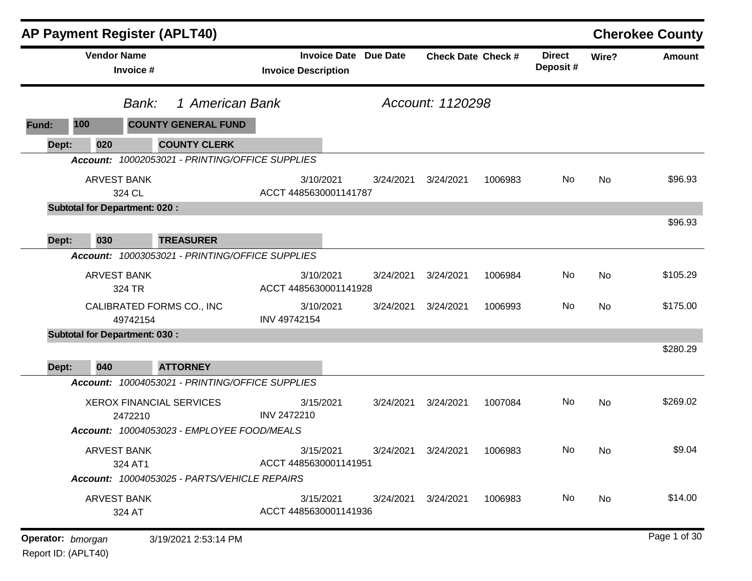# AP Payment Register (APLT40)

**Cherokee County**

| Vendor Name / Invoice # | Invoice Date / Invoice Description | Due Date | Check Date | Check # | Direct Deposit # | Wire? | Amount |
|---|---|---|---|---|---|---|---|

*Bank:* *1 American Bank* — *Account: 1120298*

**Fund: 100 COUNTY GENERAL FUND**

**Dept: 020 COUNTY CLERK**

***Account:*** *10002053021 - PRINTING/OFFICE SUPPLIES*

| Vendor Name / Invoice # | Invoice Date / Invoice Description | Due Date | Check Date | Check # | Direct Deposit # | Wire? | Amount |
|---|---|---|---|---|---|---|---|
| ARVEST BANK<br>324 CL | 3/10/2021<br>ACCT 4485630001141787 | 3/24/2021 | 3/24/2021 | 1006983 | No | No | $96.93 |

**Subtotal for Department: 020 :** $96.93

**Dept: 030 TREASURER**

***Account:*** *10003053021 - PRINTING/OFFICE SUPPLIES*

| Vendor Name / Invoice # | Invoice Date / Invoice Description | Due Date | Check Date | Check # | Direct Deposit # | Wire? | Amount |
|---|---|---|---|---|---|---|---|
| ARVEST BANK<br>324 TR | 3/10/2021<br>ACCT 4485630001141928 | 3/24/2021 | 3/24/2021 | 1006984 | No | No | $105.29 |
| CALIBRATED FORMS CO., INC<br>49742154 | 3/10/2021<br>INV 49742154 | 3/24/2021 | 3/24/2021 | 1006993 | No | No | $175.00 |

**Subtotal for Department: 030 :** $280.29

**Dept: 040 ATTORNEY**

***Account:*** *10004053021 - PRINTING/OFFICE SUPPLIES*

| Vendor Name / Invoice # | Invoice Date / Invoice Description | Due Date | Check Date | Check # | Direct Deposit # | Wire? | Amount |
|---|---|---|---|---|---|---|---|
| XEROX FINANCIAL SERVICES<br>2472210 | 3/15/2021<br>INV 2472210 | 3/24/2021 | 3/24/2021 | 1007084 | No | No | $269.02 |

***Account:*** *10004053023 - EMPLOYEE FOOD/MEALS*

| Vendor Name / Invoice # | Invoice Date / Invoice Description | Due Date | Check Date | Check # | Direct Deposit # | Wire? | Amount |
|---|---|---|---|---|---|---|---|
| ARVEST BANK<br>324 AT1 | 3/15/2021<br>ACCT 4485630001141951 | 3/24/2021 | 3/24/2021 | 1006983 | No | No | $9.04 |

***Account:*** *10004053025 - PARTS/VEHICLE REPAIRS*

| Vendor Name / Invoice # | Invoice Date / Invoice Description | Due Date | Check Date | Check # | Direct Deposit # | Wire? | Amount |
|---|---|---|---|---|---|---|---|
| ARVEST BANK<br>324 AT | 3/15/2021<br>ACCT 4485630001141936 | 3/24/2021 | 3/24/2021 | 1006983 | No | No | $14.00 |

**Operator:** *bmorgan* 3/19/2021 2:53:14 PM
Report ID: (APLT40)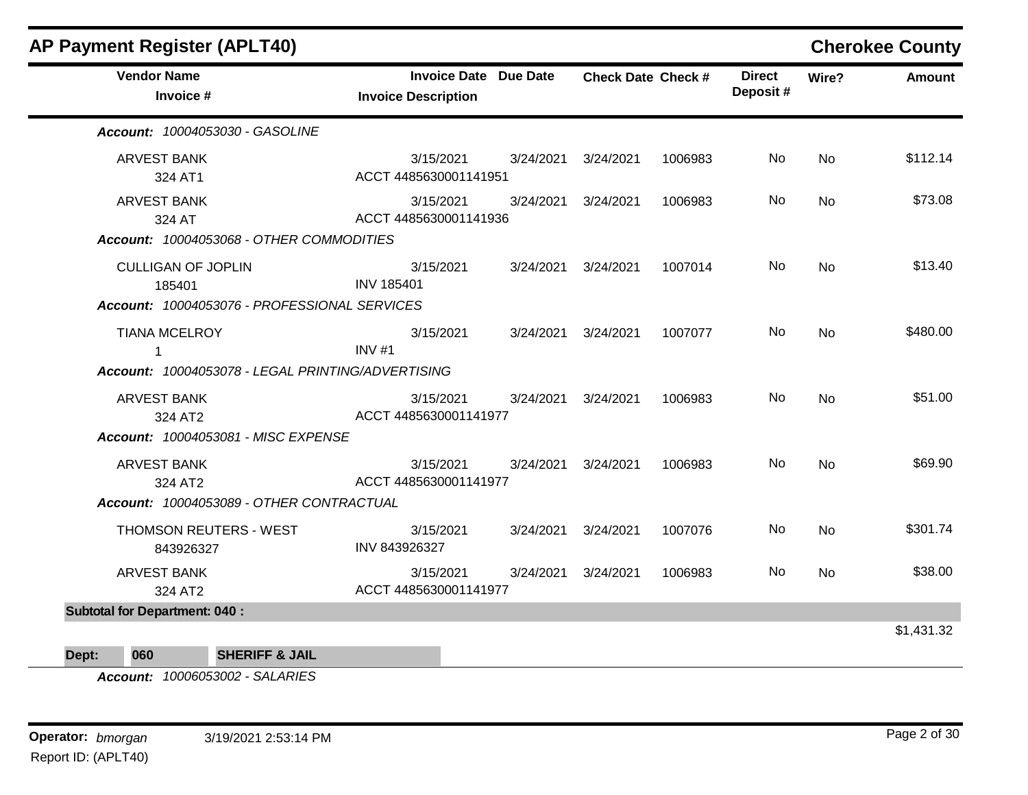# AP Payment Register (APLT40)

**Cherokee County**

| Vendor Name / Invoice # | Invoice Date / Invoice Description | Due Date | Check Date | Check # | Direct Deposit # | Wire? | Amount |
|---|---|---|---|---|---|---|---|
| ***Account: 10004053030 - GASOLINE*** | | | | | | | |
| ARVEST BANK<br>324 AT1 | 3/15/2021<br>ACCT 4485630001141951 | 3/24/2021 | 3/24/2021 | 1006983 | No | No | $112.14 |
| ARVEST BANK<br>324 AT | 3/15/2021<br>ACCT 4485630001141936 | 3/24/2021 | 3/24/2021 | 1006983 | No | No | $73.08 |
| ***Account: 10004053068 - OTHER COMMODITIES*** | | | | | | | |
| CULLIGAN OF JOPLIN<br>185401 | 3/15/2021<br>INV 185401 | 3/24/2021 | 3/24/2021 | 1007014 | No | No | $13.40 |
| ***Account: 10004053076 - PROFESSIONAL SERVICES*** | | | | | | | |
| TIANA MCELROY<br>1 | 3/15/2021<br>INV #1 | 3/24/2021 | 3/24/2021 | 1007077 | No | No | $480.00 |
| ***Account: 10004053078 - LEGAL PRINTING/ADVERTISING*** | | | | | | | |
| ARVEST BANK<br>324 AT2 | 3/15/2021<br>ACCT 4485630001141977 | 3/24/2021 | 3/24/2021 | 1006983 | No | No | $51.00 |
| ***Account: 10004053081 - MISC EXPENSE*** | | | | | | | |
| ARVEST BANK<br>324 AT2 | 3/15/2021<br>ACCT 4485630001141977 | 3/24/2021 | 3/24/2021 | 1006983 | No | No | $69.90 |
| ***Account: 10004053089 - OTHER CONTRACTUAL*** | | | | | | | |
| THOMSON REUTERS - WEST<br>843926327 | 3/15/2021<br>INV 843926327 | 3/24/2021 | 3/24/2021 | 1007076 | No | No | $301.74 |
| ARVEST BANK<br>324 AT2 | 3/15/2021<br>ACCT 4485630001141977 | 3/24/2021 | 3/24/2021 | 1006983 | No | No | $38.00 |
| **Subtotal for Department: 040 :** | | | | | | | $1,431.32 |

**Dept: 060 SHERIFF & JAIL**

***Account: 10006053002 - SALARIES***

**Operator:** *bmorgan* 3/19/2021 2:53:14 PM

Report ID: (APLT40)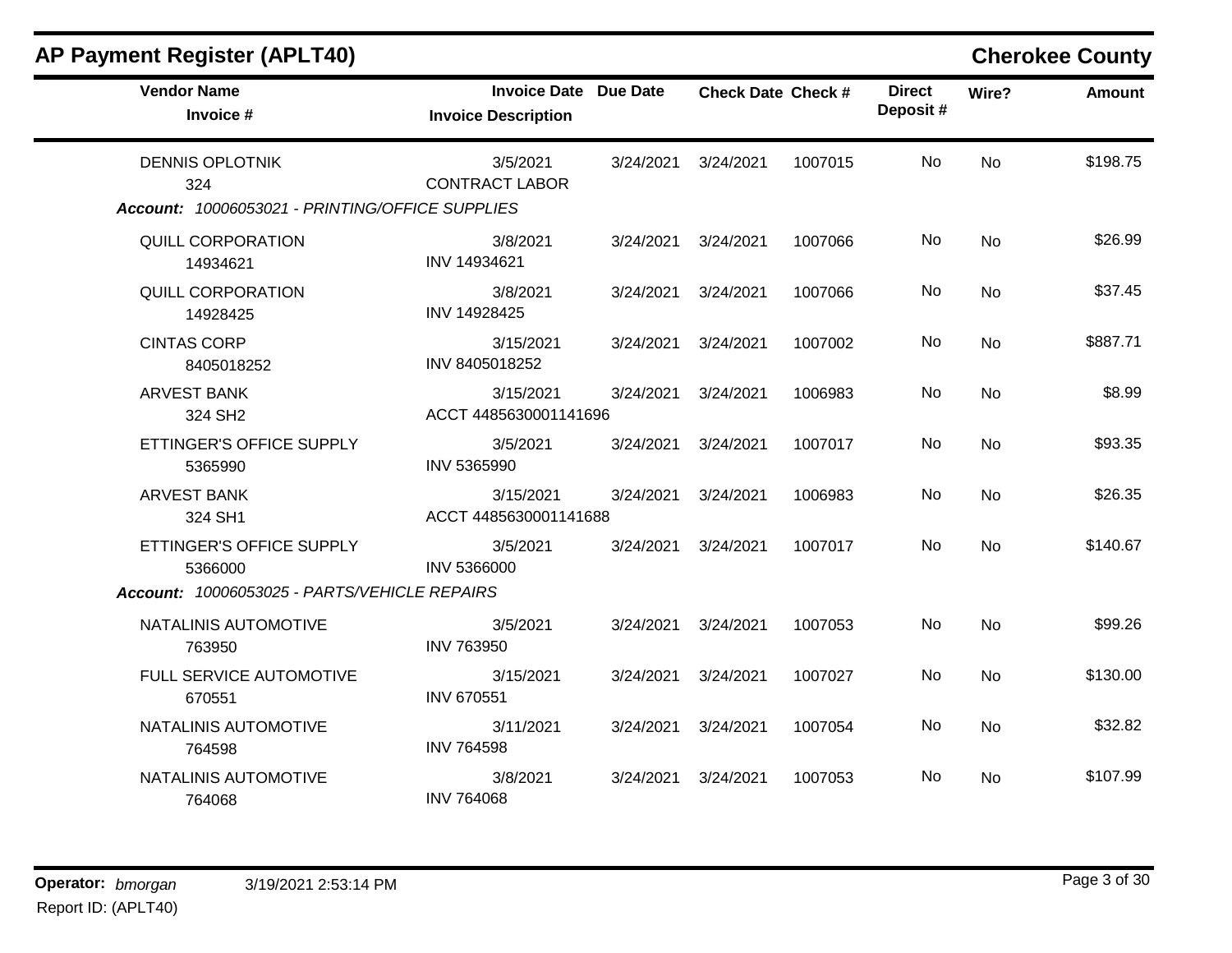# AP Payment Register (APLT40)

**Cherokee County**

| Vendor Name / Invoice # | Invoice Date / Invoice Description | Due Date | Check Date | Check # | Direct Deposit # | Wire? | Amount |
|---|---|---|---|---|---|---|---|
| DENNIS OPLOTNIK<br>324 | 3/5/2021<br>CONTRACT LABOR | 3/24/2021 | 3/24/2021 | 1007015 | No | No | $198.75 |

*Account: 10006053021 - PRINTING/OFFICE SUPPLIES*

| Vendor Name / Invoice # | Invoice Date / Invoice Description | Due Date | Check Date | Check # | Direct Deposit # | Wire? | Amount |
|---|---|---|---|---|---|---|---|
| QUILL CORPORATION<br>14934621 | 3/8/2021<br>INV 14934621 | 3/24/2021 | 3/24/2021 | 1007066 | No | No | $26.99 |
| QUILL CORPORATION<br>14928425 | 3/8/2021<br>INV 14928425 | 3/24/2021 | 3/24/2021 | 1007066 | No | No | $37.45 |
| CINTAS CORP<br>8405018252 | 3/15/2021<br>INV 8405018252 | 3/24/2021 | 3/24/2021 | 1007002 | No | No | $887.71 |
| ARVEST BANK<br>324 SH2 | 3/15/2021<br>ACCT 4485630001141696 | 3/24/2021 | 3/24/2021 | 1006983 | No | No | $8.99 |
| ETTINGER'S OFFICE SUPPLY<br>5365990 | 3/5/2021<br>INV 5365990 | 3/24/2021 | 3/24/2021 | 1007017 | No | No | $93.35 |
| ARVEST BANK<br>324 SH1 | 3/15/2021<br>ACCT 4485630001141688 | 3/24/2021 | 3/24/2021 | 1006983 | No | No | $26.35 |
| ETTINGER'S OFFICE SUPPLY<br>5366000 | 3/5/2021<br>INV 5366000 | 3/24/2021 | 3/24/2021 | 1007017 | No | No | $140.67 |

*Account: 10006053025 - PARTS/VEHICLE REPAIRS*

| Vendor Name / Invoice # | Invoice Date / Invoice Description | Due Date | Check Date | Check # | Direct Deposit # | Wire? | Amount |
|---|---|---|---|---|---|---|---|
| NATALINIS AUTOMOTIVE<br>763950 | 3/5/2021<br>INV 763950 | 3/24/2021 | 3/24/2021 | 1007053 | No | No | $99.26 |
| FULL SERVICE AUTOMOTIVE<br>670551 | 3/15/2021<br>INV 670551 | 3/24/2021 | 3/24/2021 | 1007027 | No | No | $130.00 |
| NATALINIS AUTOMOTIVE<br>764598 | 3/11/2021<br>INV 764598 | 3/24/2021 | 3/24/2021 | 1007054 | No | No | $32.82 |
| NATALINIS AUTOMOTIVE<br>764068 | 3/8/2021<br>INV 764068 | 3/24/2021 | 3/24/2021 | 1007053 | No | No | $107.99 |

**Operator:** *bmorgan* 3/19/2021 2:53:14 PM
Report ID: (APLT40)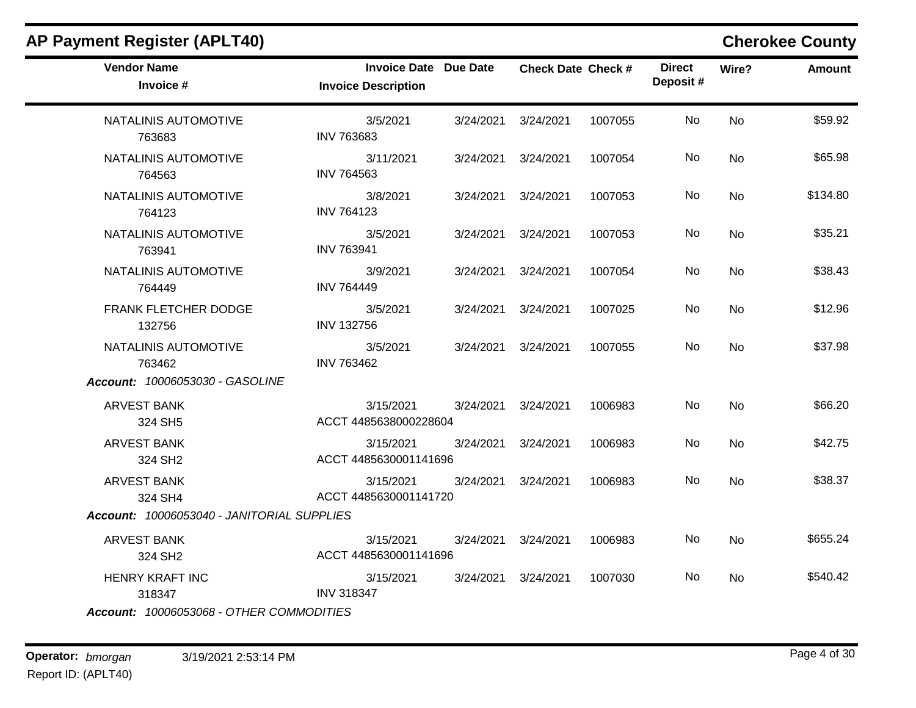## AP Payment Register (APLT40)

**Cherokee County**

| Vendor Name / Invoice # | Invoice Date / Invoice Description | Due Date | Check Date | Check # | Direct Deposit # | Wire? | Amount |
|---|---|---|---|---|---|---|---|
| NATALINIS AUTOMOTIVE<br>763683 | 3/5/2021<br>INV 763683 | 3/24/2021 | 3/24/2021 | 1007055 | No | No | $59.92 |
| NATALINIS AUTOMOTIVE<br>764563 | 3/11/2021<br>INV 764563 | 3/24/2021 | 3/24/2021 | 1007054 | No | No | $65.98 |
| NATALINIS AUTOMOTIVE<br>764123 | 3/8/2021<br>INV 764123 | 3/24/2021 | 3/24/2021 | 1007053 | No | No | $134.80 |
| NATALINIS AUTOMOTIVE<br>763941 | 3/5/2021<br>INV 763941 | 3/24/2021 | 3/24/2021 | 1007053 | No | No | $35.21 |
| NATALINIS AUTOMOTIVE<br>764449 | 3/9/2021<br>INV 764449 | 3/24/2021 | 3/24/2021 | 1007054 | No | No | $38.43 |
| FRANK FLETCHER DODGE<br>132756 | 3/5/2021<br>INV 132756 | 3/24/2021 | 3/24/2021 | 1007025 | No | No | $12.96 |
| NATALINIS AUTOMOTIVE<br>763462 | 3/5/2021<br>INV 763462 | 3/24/2021 | 3/24/2021 | 1007055 | No | No | $37.98 |
| ***Account:*** *10006053030 - GASOLINE* | | | | | | | |
| ARVEST BANK<br>324 SH5 | 3/15/2021<br>ACCT 4485638000228604 | 3/24/2021 | 3/24/2021 | 1006983 | No | No | $66.20 |
| ARVEST BANK<br>324 SH2 | 3/15/2021<br>ACCT 4485630001141696 | 3/24/2021 | 3/24/2021 | 1006983 | No | No | $42.75 |
| ARVEST BANK<br>324 SH4 | 3/15/2021<br>ACCT 4485630001141720 | 3/24/2021 | 3/24/2021 | 1006983 | No | No | $38.37 |
| ***Account:*** *10006053040 - JANITORIAL SUPPLIES* | | | | | | | |
| ARVEST BANK<br>324 SH2 | 3/15/2021<br>ACCT 4485630001141696 | 3/24/2021 | 3/24/2021 | 1006983 | No | No | $655.24 |
| HENRY KRAFT INC<br>318347 | 3/15/2021<br>INV 318347 | 3/24/2021 | 3/24/2021 | 1007030 | No | No | $540.42 |
| ***Account:*** *10006053068 - OTHER COMMODITIES* | | | | | | | |

**Operator:** *bmorgan* 3/19/2021 2:53:14 PM

Report ID: (APLT40)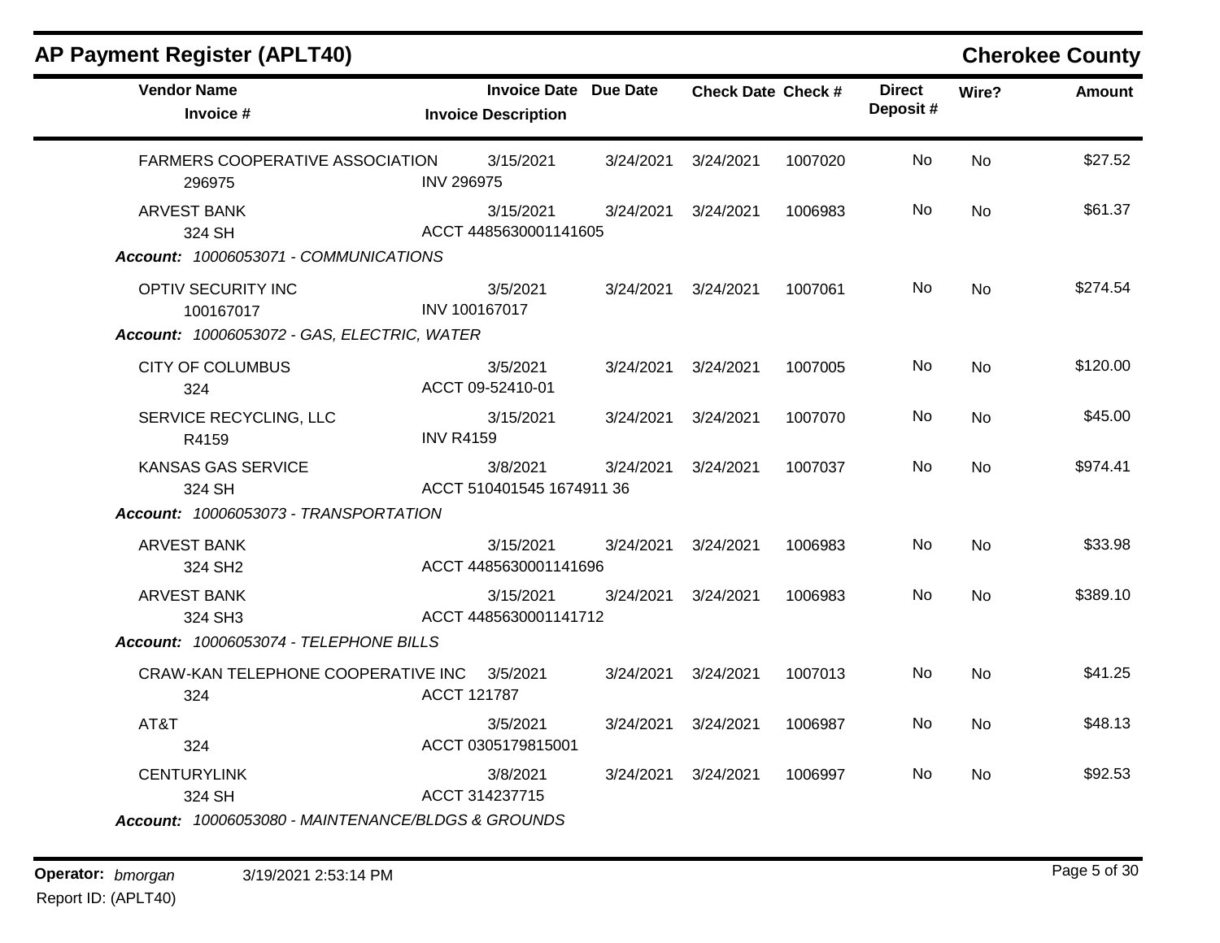## AP Payment Register (APLT40)

**Cherokee County**

| Vendor Name / Invoice # | Invoice Date / Invoice Description | Due Date | Check Date | Check # | Direct Deposit # | Wire? | Amount |
|---|---|---|---|---|---|---|---|
| FARMERS COOPERATIVE ASSOCIATION<br>296975 | 3/15/2021<br>INV 296975 | 3/24/2021 | 3/24/2021 | 1007020 | No | No | $27.52 |
| ARVEST BANK<br>324 SH | 3/15/2021<br>ACCT 4485630001141605 | 3/24/2021 | 3/24/2021 | 1006983 | No | No | $61.37 |
| ***Account:** 10006053071 - COMMUNICATIONS* | | | | | | | |
| OPTIV SECURITY INC<br>100167017 | 3/5/2021<br>INV 100167017 | 3/24/2021 | 3/24/2021 | 1007061 | No | No | $274.54 |
| ***Account:** 10006053072 - GAS, ELECTRIC, WATER* | | | | | | | |
| CITY OF COLUMBUS<br>324 | 3/5/2021<br>ACCT 09-52410-01 | 3/24/2021 | 3/24/2021 | 1007005 | No | No | $120.00 |
| SERVICE RECYCLING, LLC<br>R4159 | 3/15/2021<br>INV R4159 | 3/24/2021 | 3/24/2021 | 1007070 | No | No | $45.00 |
| KANSAS GAS SERVICE<br>324 SH | 3/8/2021<br>ACCT 510401545 1674911 36 | 3/24/2021 | 3/24/2021 | 1007037 | No | No | $974.41 |
| ***Account:** 10006053073 - TRANSPORTATION* | | | | | | | |
| ARVEST BANK<br>324 SH2 | 3/15/2021<br>ACCT 4485630001141696 | 3/24/2021 | 3/24/2021 | 1006983 | No | No | $33.98 |
| ARVEST BANK<br>324 SH3 | 3/15/2021<br>ACCT 4485630001141712 | 3/24/2021 | 3/24/2021 | 1006983 | No | No | $389.10 |
| ***Account:** 10006053074 - TELEPHONE BILLS* | | | | | | | |
| CRAW-KAN TELEPHONE COOPERATIVE INC<br>324 | 3/5/2021<br>ACCT 121787 | 3/24/2021 | 3/24/2021 | 1007013 | No | No | $41.25 |
| AT&T<br>324 | 3/5/2021<br>ACCT 0305179815001 | 3/24/2021 | 3/24/2021 | 1006987 | No | No | $48.13 |
| CENTURYLINK<br>324 SH | 3/8/2021<br>ACCT 314237715 | 3/24/2021 | 3/24/2021 | 1006997 | No | No | $92.53 |
| ***Account:** 10006053080 - MAINTENANCE/BLDGS & GROUNDS* | | | | | | | |

**Operator:** *bmorgan* 3/19/2021 2:53:14 PM
Report ID: (APLT40)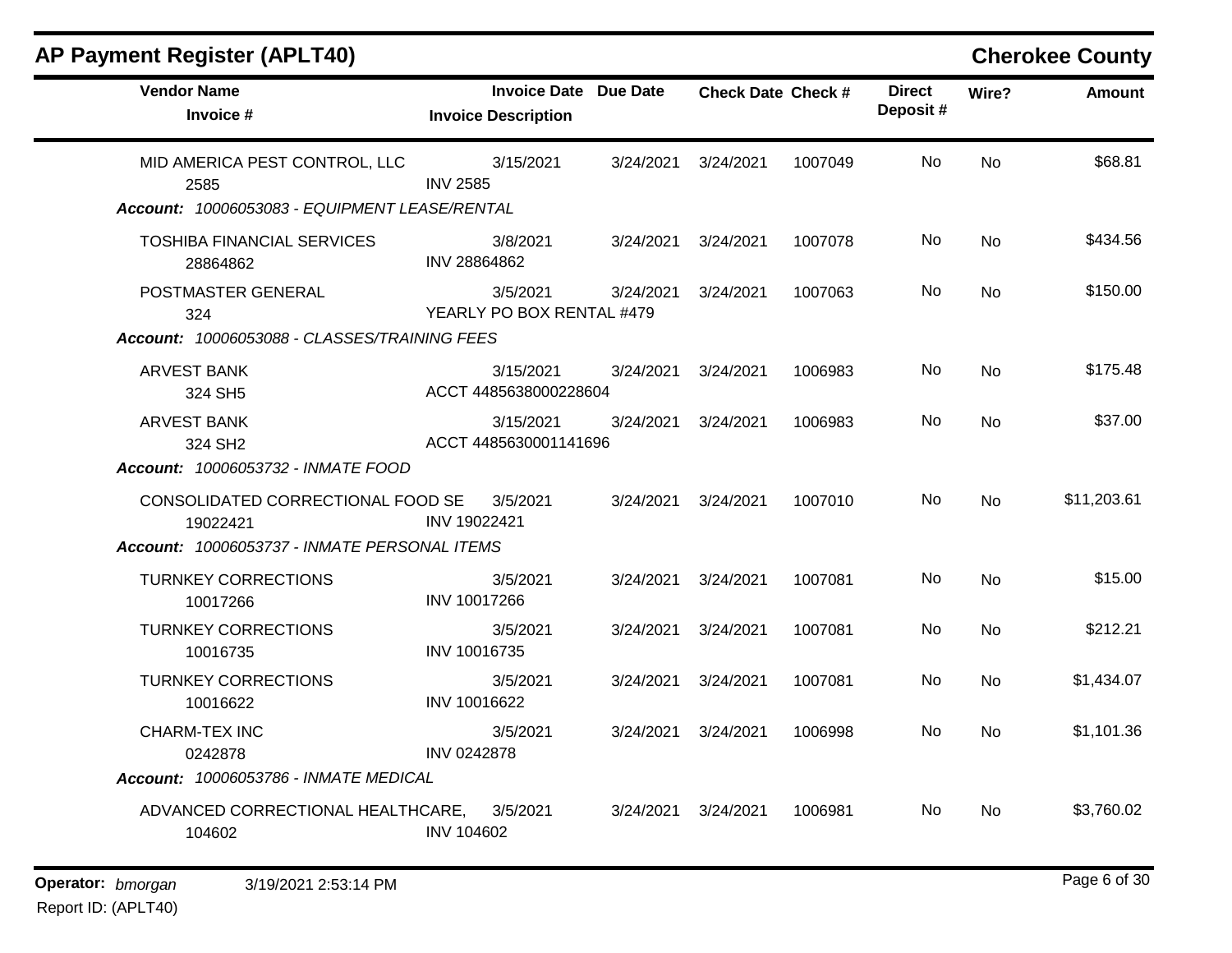## AP Payment Register (APLT40)

**Cherokee County**

| Vendor Name<br>Invoice # | Invoice Date<br>Invoice Description | Due Date | Check Date | Check # | Direct Deposit # | Wire? | Amount |
|---|---|---|---|---|---|---|---|
| MID AMERICA PEST CONTROL, LLC<br>2585 | 3/15/2021<br>INV 2585 | 3/24/2021 | 3/24/2021 | 1007049 | No | No | $68.81 |
| ***Account:*** *10006053083 - EQUIPMENT LEASE/RENTAL* | | | | | | | |
| TOSHIBA FINANCIAL SERVICES<br>28864862 | 3/8/2021<br>INV 28864862 | 3/24/2021 | 3/24/2021 | 1007078 | No | No | $434.56 |
| POSTMASTER GENERAL<br>324 | 3/5/2021<br>YEARLY PO BOX RENTAL #479 | 3/24/2021 | 3/24/2021 | 1007063 | No | No | $150.00 |
| ***Account:*** *10006053088 - CLASSES/TRAINING FEES* | | | | | | | |
| ARVEST BANK<br>324 SH5 | 3/15/2021<br>ACCT 4485638000228604 | 3/24/2021 | 3/24/2021 | 1006983 | No | No | $175.48 |
| ARVEST BANK<br>324 SH2 | 3/15/2021<br>ACCT 4485630001141696 | 3/24/2021 | 3/24/2021 | 1006983 | No | No | $37.00 |
| ***Account:*** *10006053732 - INMATE FOOD* | | | | | | | |
| CONSOLIDATED CORRECTIONAL FOOD SE<br>19022421 | 3/5/2021<br>INV 19022421 | 3/24/2021 | 3/24/2021 | 1007010 | No | No | $11,203.61 |
| ***Account:*** *10006053737 - INMATE PERSONAL ITEMS* | | | | | | | |
| TURNKEY CORRECTIONS<br>10017266 | 3/5/2021<br>INV 10017266 | 3/24/2021 | 3/24/2021 | 1007081 | No | No | $15.00 |
| TURNKEY CORRECTIONS<br>10016735 | 3/5/2021<br>INV 10016735 | 3/24/2021 | 3/24/2021 | 1007081 | No | No | $212.21 |
| TURNKEY CORRECTIONS<br>10016622 | 3/5/2021<br>INV 10016622 | 3/24/2021 | 3/24/2021 | 1007081 | No | No | $1,434.07 |
| CHARM-TEX INC<br>0242878 | 3/5/2021<br>INV 0242878 | 3/24/2021 | 3/24/2021 | 1006998 | No | No | $1,101.36 |
| ***Account:*** *10006053786 - INMATE MEDICAL* | | | | | | | |
| ADVANCED CORRECTIONAL HEALTHCARE,<br>104602 | 3/5/2021<br>INV 104602 | 3/24/2021 | 3/24/2021 | 1006981 | No | No | $3,760.02 |

**Operator:** *bmorgan* 3/19/2021 2:53:14 PM

Report ID: (APLT40)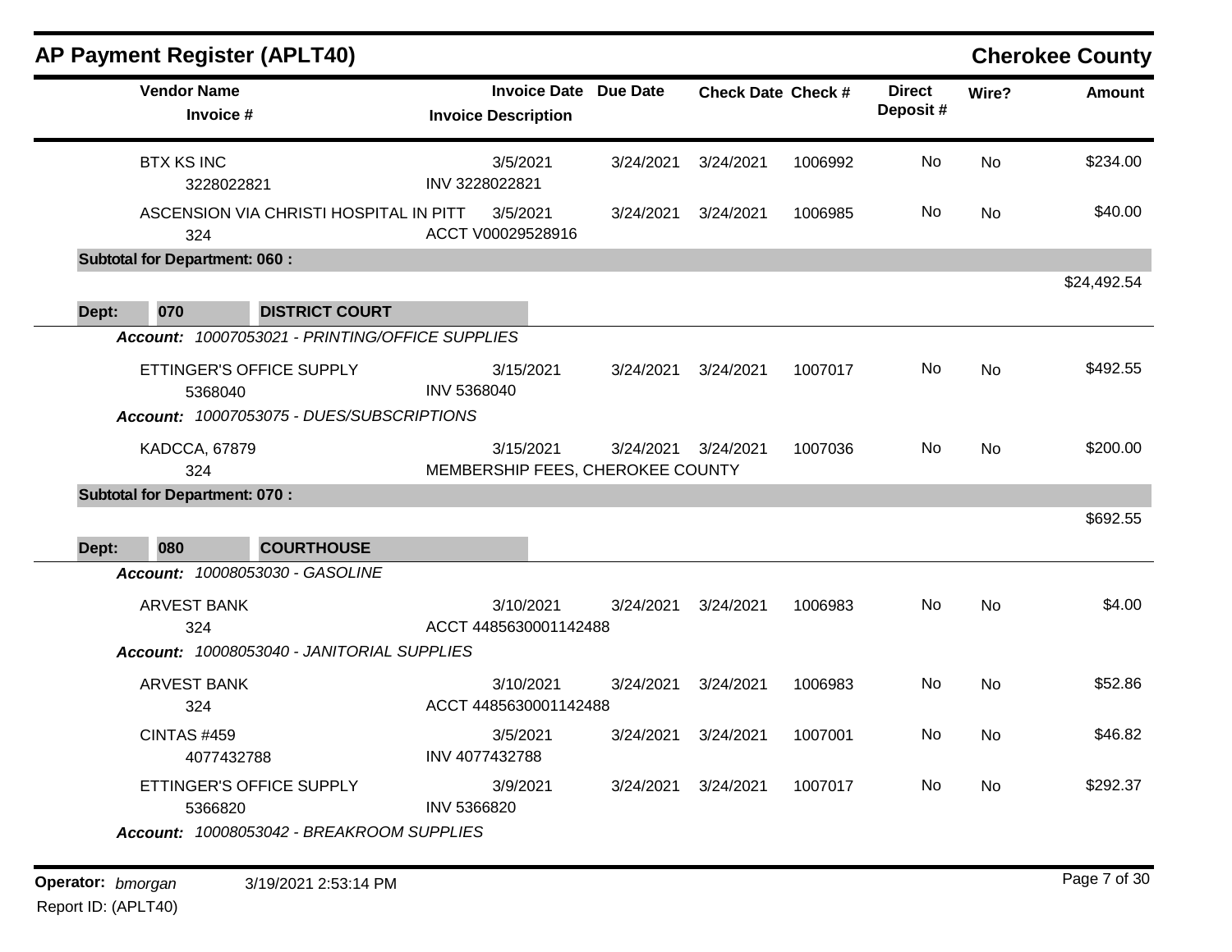## AP Payment Register (APLT40) — Cherokee County

| Vendor Name / Invoice # | Invoice Date / Invoice Description | Due Date | Check Date | Check # | Direct Deposit # | Wire? | Amount |
|---|---|---|---|---|---|---|---|
| BTX KS INC | 3/5/2021 | 3/24/2021 | 3/24/2021 | 1006992 | No | No | $234.00 |
| 3228022821 | INV 3228022821 | | | | | | |
| ASCENSION VIA CHRISTI HOSPITAL IN PITT | 3/5/2021 | 3/24/2021 | 3/24/2021 | 1006985 | No | No | $40.00 |
| 324 | ACCT V00029528916 | | | | | | |
| **Subtotal for Department: 060 :** | | | | | | | $24,492.54 |
| **Dept: 070 DISTRICT COURT** | | | | | | | |
| *Account: 10007053021 - PRINTING/OFFICE SUPPLIES* | | | | | | | |
| ETTINGER'S OFFICE SUPPLY | 3/15/2021 | 3/24/2021 | 3/24/2021 | 1007017 | No | No | $492.55 |
| 5368040 | INV 5368040 | | | | | | |
| *Account: 10007053075 - DUES/SUBSCRIPTIONS* | | | | | | | |
| KADCCA, 67879 | 3/15/2021 | 3/24/2021 | 3/24/2021 | 1007036 | No | No | $200.00 |
| 324 | MEMBERSHIP FEES, CHEROKEE COUNTY | | | | | | |
| **Subtotal for Department: 070 :** | | | | | | | $692.55 |
| **Dept: 080 COURTHOUSE** | | | | | | | |
| *Account: 10008053030 - GASOLINE* | | | | | | | |
| ARVEST BANK | 3/10/2021 | 3/24/2021 | 3/24/2021 | 1006983 | No | No | $4.00 |
| 324 | ACCT 4485630001142488 | | | | | | |
| *Account: 10008053040 - JANITORIAL SUPPLIES* | | | | | | | |
| ARVEST BANK | 3/10/2021 | 3/24/2021 | 3/24/2021 | 1006983 | No | No | $52.86 |
| 324 | ACCT 4485630001142488 | | | | | | |
| CINTAS #459 | 3/5/2021 | 3/24/2021 | 3/24/2021 | 1007001 | No | No | $46.82 |
| 4077432788 | INV 4077432788 | | | | | | |
| ETTINGER'S OFFICE SUPPLY | 3/9/2021 | 3/24/2021 | 3/24/2021 | 1007017 | No | No | $292.37 |
| 5366820 | INV 5366820 | | | | | | |
| *Account: 10008053042 - BREAKROOM SUPPLIES* | | | | | | | |

Operator: *bmorgan* 3/19/2021 2:53:14 PM
Report ID: (APLT40)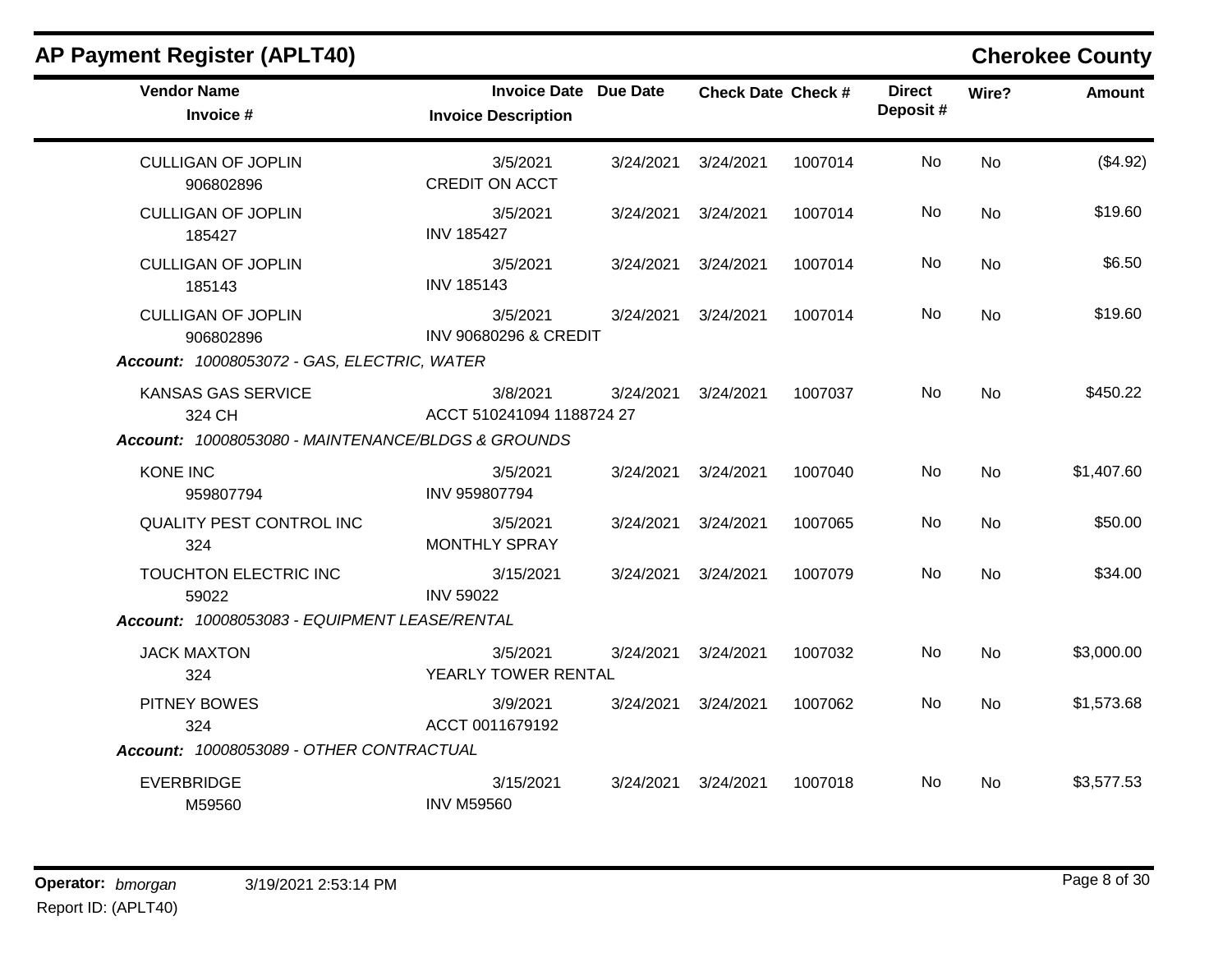## AP Payment Register (APLT40)

**Cherokee County**

| Vendor Name / Invoice # | Invoice Date / Invoice Description | Due Date | Check Date | Check # | Direct Deposit # | Wire? | Amount |
|---|---|---|---|---|---|---|---|
| CULLIGAN OF JOPLIN<br>906802896 | 3/5/2021<br>CREDIT ON ACCT | 3/24/2021 | 3/24/2021 | 1007014 | No | No | ($4.92) |
| CULLIGAN OF JOPLIN<br>185427 | 3/5/2021<br>INV 185427 | 3/24/2021 | 3/24/2021 | 1007014 | No | No | $19.60 |
| CULLIGAN OF JOPLIN<br>185143 | 3/5/2021<br>INV 185143 | 3/24/2021 | 3/24/2021 | 1007014 | No | No | $6.50 |
| CULLIGAN OF JOPLIN<br>906802896 | 3/5/2021<br>INV 90680296 & CREDIT | 3/24/2021 | 3/24/2021 | 1007014 | No | No | $19.60 |
| ***Account:* 10008053072 - GAS, ELECTRIC, WATER** | | | | | | | |
| KANSAS GAS SERVICE<br>324 CH | 3/8/2021<br>ACCT 510241094 1188724 27 | 3/24/2021 | 3/24/2021 | 1007037 | No | No | $450.22 |
| ***Account:* 10008053080 - MAINTENANCE/BLDGS & GROUNDS** | | | | | | | |
| KONE INC<br>959807794 | 3/5/2021<br>INV 959807794 | 3/24/2021 | 3/24/2021 | 1007040 | No | No | $1,407.60 |
| QUALITY PEST CONTROL INC<br>324 | 3/5/2021<br>MONTHLY SPRAY | 3/24/2021 | 3/24/2021 | 1007065 | No | No | $50.00 |
| TOUCHTON ELECTRIC INC<br>59022 | 3/15/2021<br>INV 59022 | 3/24/2021 | 3/24/2021 | 1007079 | No | No | $34.00 |
| ***Account:* 10008053083 - EQUIPMENT LEASE/RENTAL** | | | | | | | |
| JACK MAXTON<br>324 | 3/5/2021<br>YEARLY TOWER RENTAL | 3/24/2021 | 3/24/2021 | 1007032 | No | No | $3,000.00 |
| PITNEY BOWES<br>324 | 3/9/2021<br>ACCT 0011679192 | 3/24/2021 | 3/24/2021 | 1007062 | No | No | $1,573.68 |
| ***Account:* 10008053089 - OTHER CONTRACTUAL** | | | | | | | |
| EVERBRIDGE<br>M59560 | 3/15/2021<br>INV M59560 | 3/24/2021 | 3/24/2021 | 1007018 | No | No | $3,577.53 |

**Operator:** *bmorgan* 3/19/2021 2:53:14 PM
Report ID: (APLT40)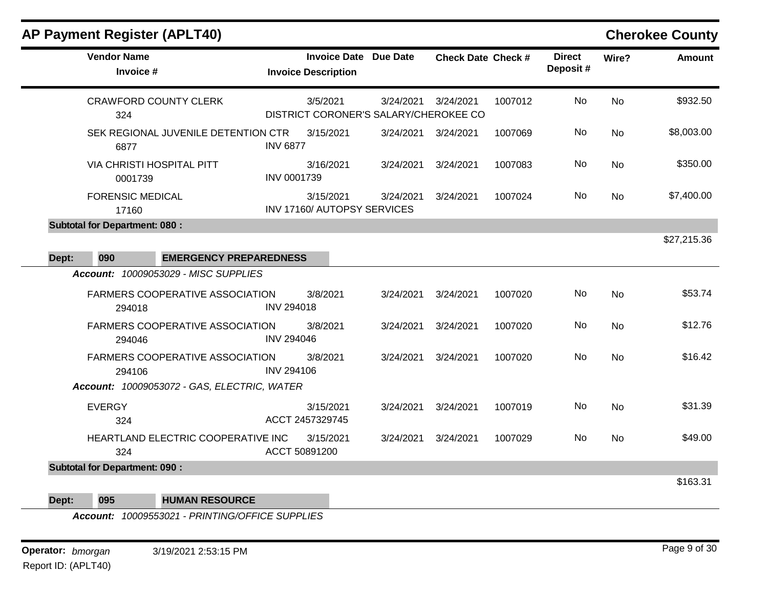## AP Payment Register (APLT40)

**Cherokee County**

| Vendor Name / Invoice # | Invoice Date / Invoice Description | Due Date | Check Date | Check # | Direct Deposit # | Wire? | Amount |
|---|---|---|---|---|---|---|---|
| CRAWFORD COUNTY CLERK<br>324 | 3/5/2021<br>DISTRICT CORONER'S SALARY/CHEROKEE CO | 3/24/2021 | 3/24/2021 | 1007012 | No | No | $932.50 |
| SEK REGIONAL JUVENILE DETENTION CTR<br>6877 | 3/15/2021<br>INV 6877 | 3/24/2021 | 3/24/2021 | 1007069 | No | No | $8,003.00 |
| VIA CHRISTI HOSPITAL PITT<br>0001739 | 3/16/2021<br>INV 0001739 | 3/24/2021 | 3/24/2021 | 1007083 | No | No | $350.00 |
| FORENSIC MEDICAL<br>17160 | 3/15/2021<br>INV 17160/ AUTOPSY SERVICES | 3/24/2021 | 3/24/2021 | 1007024 | No | No | $7,400.00 |
| **Subtotal for Department: 080 :** | | | | | | | $27,215.36 |

**Dept: 090 EMERGENCY PREPAREDNESS**

*Account: 10009053029 - MISC SUPPLIES*

| Vendor Name / Invoice # | Invoice Date / Invoice Description | Due Date | Check Date | Check # | Direct Deposit # | Wire? | Amount |
|---|---|---|---|---|---|---|---|
| FARMERS COOPERATIVE ASSOCIATION<br>294018 | 3/8/2021<br>INV 294018 | 3/24/2021 | 3/24/2021 | 1007020 | No | No | $53.74 |
| FARMERS COOPERATIVE ASSOCIATION<br>294046 | 3/8/2021<br>INV 294046 | 3/24/2021 | 3/24/2021 | 1007020 | No | No | $12.76 |
| FARMERS COOPERATIVE ASSOCIATION<br>294106 | 3/8/2021<br>INV 294106 | 3/24/2021 | 3/24/2021 | 1007020 | No | No | $16.42 |

*Account: 10009053072 - GAS, ELECTRIC, WATER*

| Vendor Name / Invoice # | Invoice Date / Invoice Description | Due Date | Check Date | Check # | Direct Deposit # | Wire? | Amount |
|---|---|---|---|---|---|---|---|
| EVERGY<br>324 | 3/15/2021<br>ACCT 2457329745 | 3/24/2021 | 3/24/2021 | 1007019 | No | No | $31.39 |
| HEARTLAND ELECTRIC COOPERATIVE INC<br>324 | 3/15/2021<br>ACCT 50891200 | 3/24/2021 | 3/24/2021 | 1007029 | No | No | $49.00 |
| **Subtotal for Department: 090 :** | | | | | | | $163.31 |

**Dept: 095 HUMAN RESOURCE**

*Account: 10009553021 - PRINTING/OFFICE SUPPLIES*

Operator: *bmorgan* 3/19/2021 2:53:15 PM

Report ID: (APLT40)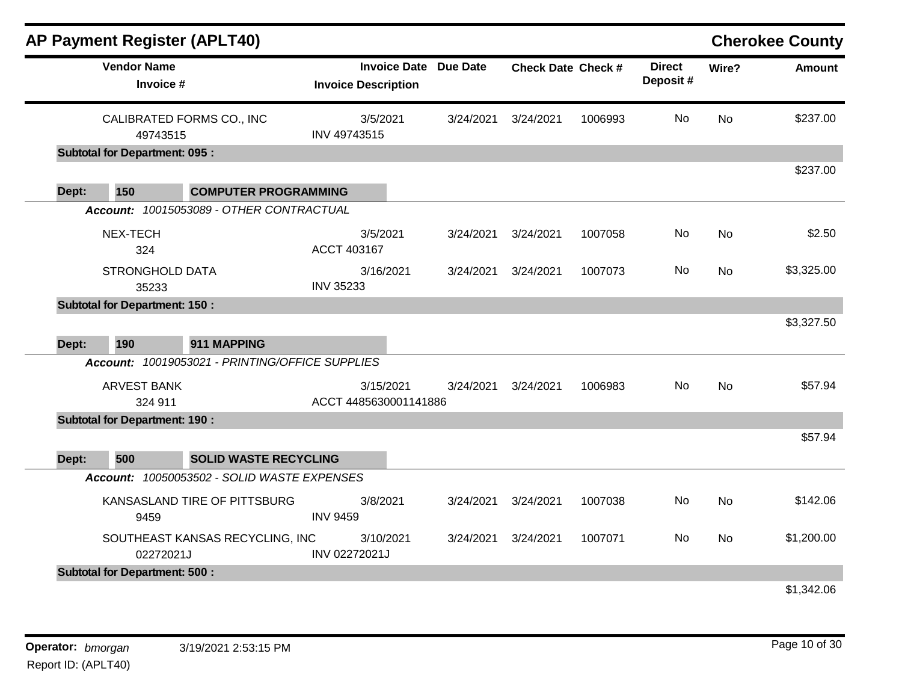# AP Payment Register (APLT40)

**Cherokee County**

| Vendor Name / Invoice # | Invoice Date / Invoice Description | Due Date | Check Date | Check # | Direct Deposit # | Wire? | Amount |
|---|---|---|---|---|---|---|---|
| CALIBRATED FORMS CO., INC / 49743515 | 3/5/2021 / INV 49743515 | 3/24/2021 | 3/24/2021 | 1006993 | No | No | $237.00 |
| **Subtotal for Department: 095 :** | | | | | | | $237.00 |
| **Dept: 150 COMPUTER PROGRAMMING** | | | | | | | |
| *Account: 10015053089 - OTHER CONTRACTUAL* | | | | | | | |
| NEX-TECH / 324 | 3/5/2021 / ACCT 403167 | 3/24/2021 | 3/24/2021 | 1007058 | No | No | $2.50 |
| STRONGHOLD DATA / 35233 | 3/16/2021 / INV 35233 | 3/24/2021 | 3/24/2021 | 1007073 | No | No | $3,325.00 |
| **Subtotal for Department: 150 :** | | | | | | | $3,327.50 |
| **Dept: 190 911 MAPPING** | | | | | | | |
| *Account: 10019053021 - PRINTING/OFFICE SUPPLIES* | | | | | | | |
| ARVEST BANK / 324 911 | 3/15/2021 / ACCT 4485630001141886 | 3/24/2021 | 3/24/2021 | 1006983 | No | No | $57.94 |
| **Subtotal for Department: 190 :** | | | | | | | $57.94 |
| **Dept: 500 SOLID WASTE RECYCLING** | | | | | | | |
| *Account: 10050053502 - SOLID WASTE EXPENSES* | | | | | | | |
| KANSASLAND TIRE OF PITTSBURG / 9459 | 3/8/2021 / INV 9459 | 3/24/2021 | 3/24/2021 | 1007038 | No | No | $142.06 |
| SOUTHEAST KANSAS RECYCLING, INC / 02272021J | 3/10/2021 / INV 02272021J | 3/24/2021 | 3/24/2021 | 1007071 | No | No | $1,200.00 |
| **Subtotal for Department: 500 :** | | | | | | | $1,342.06 |

**Operator:** *bmorgan* 3/19/2021 2:53:15 PM

Report ID: (APLT40)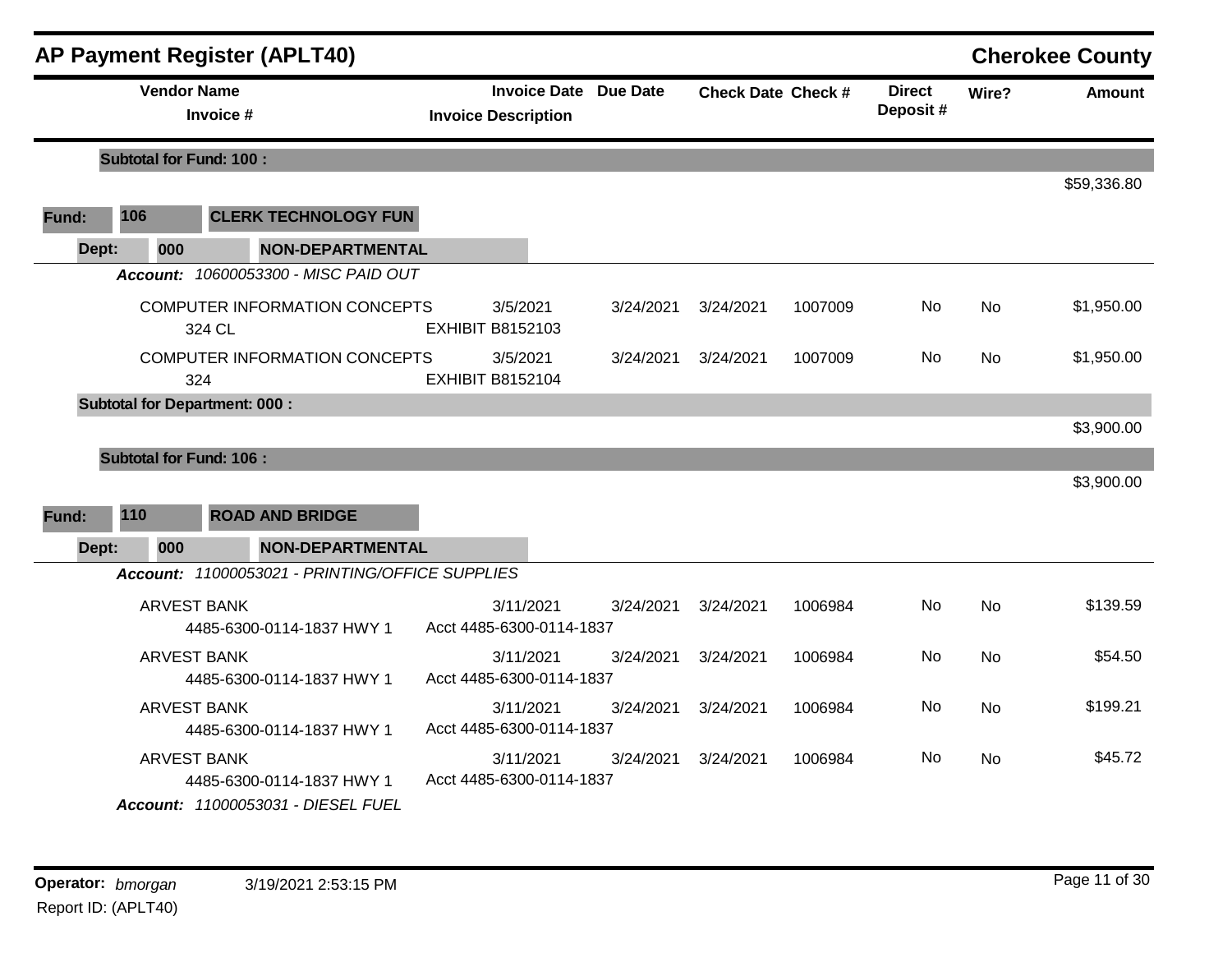# AP Payment Register (APLT40)

## Cherokee County

| Vendor Name / Invoice # | Invoice Date / Invoice Description | Due Date | Check Date | Check # | Direct Deposit # | Wire? | Amount |
|---|---|---|---|---|---|---|---|
| **Subtotal for Fund: 100 :** | | | | | | | $59,336.80 |
| **Fund: 106 CLERK TECHNOLOGY FUN** | | | | | | | |
| **Dept: 000 NON-DEPARTMENTAL** | | | | | | | |
| ***Account: 10600053300 - MISC PAID OUT*** | | | | | | | |
| COMPUTER INFORMATION CONCEPTS<br>324 CL | 3/5/2021<br>EXHIBIT B8152103 | 3/24/2021 | 3/24/2021 | 1007009 | No | No | $1,950.00 |
| COMPUTER INFORMATION CONCEPTS<br>324 | 3/5/2021<br>EXHIBIT B8152104 | 3/24/2021 | 3/24/2021 | 1007009 | No | No | $1,950.00 |
| **Subtotal for Department: 000 :** | | | | | | | $3,900.00 |
| **Subtotal for Fund: 106 :** | | | | | | | $3,900.00 |
| **Fund: 110 ROAD AND BRIDGE** | | | | | | | |
| **Dept: 000 NON-DEPARTMENTAL** | | | | | | | |
| ***Account: 11000053021 - PRINTING/OFFICE SUPPLIES*** | | | | | | | |
| ARVEST BANK<br>4485-6300-0114-1837 HWY 1 | 3/11/2021<br>Acct 4485-6300-0114-1837 | 3/24/2021 | 3/24/2021 | 1006984 | No | No | $139.59 |
| ARVEST BANK<br>4485-6300-0114-1837 HWY 1 | 3/11/2021<br>Acct 4485-6300-0114-1837 | 3/24/2021 | 3/24/2021 | 1006984 | No | No | $54.50 |
| ARVEST BANK<br>4485-6300-0114-1837 HWY 1 | 3/11/2021<br>Acct 4485-6300-0114-1837 | 3/24/2021 | 3/24/2021 | 1006984 | No | No | $199.21 |
| ARVEST BANK<br>4485-6300-0114-1837 HWY 1 | 3/11/2021<br>Acct 4485-6300-0114-1837 | 3/24/2021 | 3/24/2021 | 1006984 | No | No | $45.72 |
| ***Account: 11000053031 - DIESEL FUEL*** | | | | | | | |

**Operator:** *bmorgan* 3/19/2021 2:53:15 PM

Report ID: (APLT40)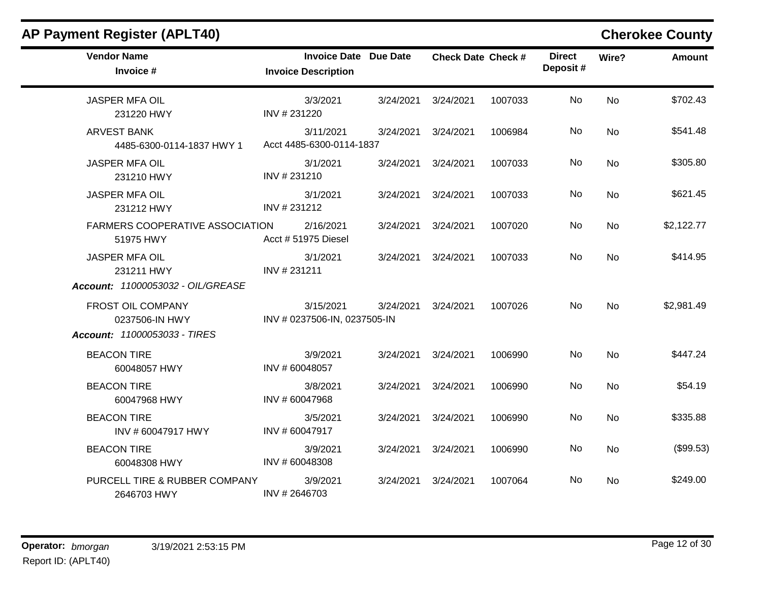# AP Payment Register (APLT40)

**Cherokee County**

| Vendor Name / Invoice # | Invoice Date / Invoice Description | Due Date | Check Date | Check # | Direct Deposit # | Wire? | Amount |
|---|---|---|---|---|---|---|---|
| JASPER MFA OIL<br>231220 HWY | 3/3/2021<br>INV # 231220 | 3/24/2021 | 3/24/2021 | 1007033 | No | No | $702.43 |
| ARVEST BANK<br>4485-6300-0114-1837 HWY 1 | 3/11/2021<br>Acct 4485-6300-0114-1837 | 3/24/2021 | 3/24/2021 | 1006984 | No | No | $541.48 |
| JASPER MFA OIL<br>231210 HWY | 3/1/2021<br>INV # 231210 | 3/24/2021 | 3/24/2021 | 1007033 | No | No | $305.80 |
| JASPER MFA OIL<br>231212 HWY | 3/1/2021<br>INV # 231212 | 3/24/2021 | 3/24/2021 | 1007033 | No | No | $621.45 |
| FARMERS COOPERATIVE ASSOCIATION<br>51975 HWY | 2/16/2021<br>Acct # 51975 Diesel | 3/24/2021 | 3/24/2021 | 1007020 | No | No | $2,122.77 |
| JASPER MFA OIL<br>231211 HWY | 3/1/2021<br>INV # 231211 | 3/24/2021 | 3/24/2021 | 1007033 | No | No | $414.95 |
| ***Account:* 11000053032 - OIL/GREASE** | | | | | | | |
| FROST OIL COMPANY<br>0237506-IN HWY | 3/15/2021<br>INV # 0237506-IN, 0237505-IN | 3/24/2021 | 3/24/2021 | 1007026 | No | No | $2,981.49 |
| ***Account:* 11000053033 - TIRES** | | | | | | | |
| BEACON TIRE<br>60048057 HWY | 3/9/2021<br>INV # 60048057 | 3/24/2021 | 3/24/2021 | 1006990 | No | No | $447.24 |
| BEACON TIRE<br>60047968 HWY | 3/8/2021<br>INV # 60047968 | 3/24/2021 | 3/24/2021 | 1006990 | No | No | $54.19 |
| BEACON TIRE<br>INV # 60047917 HWY | 3/5/2021<br>INV # 60047917 | 3/24/2021 | 3/24/2021 | 1006990 | No | No | $335.88 |
| BEACON TIRE<br>60048308 HWY | 3/9/2021<br>INV # 60048308 | 3/24/2021 | 3/24/2021 | 1006990 | No | No | ($99.53) |
| PURCELL TIRE & RUBBER COMPANY<br>2646703 HWY | 3/9/2021<br>INV # 2646703 | 3/24/2021 | 3/24/2021 | 1007064 | No | No | $249.00 |

**Operator:** *bmorgan* 3/19/2021 2:53:15 PM
Report ID: (APLT40)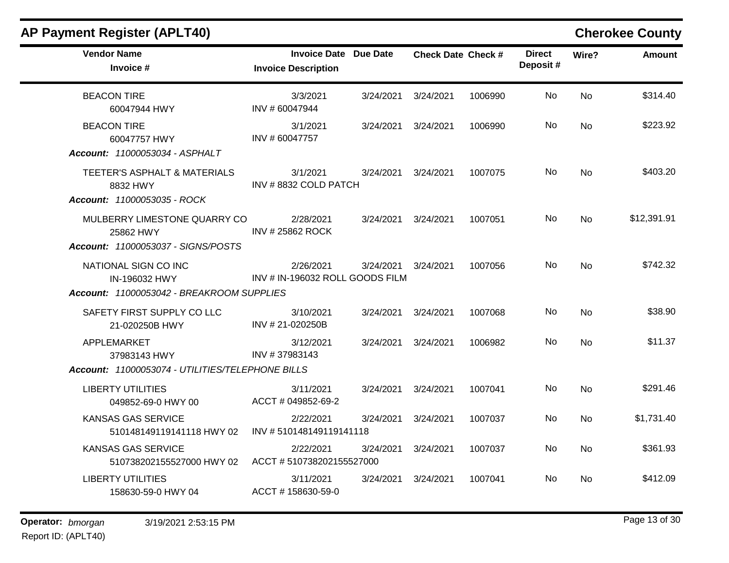## AP Payment Register (APLT40)

**Cherokee County**

| Vendor Name / Invoice # | Invoice Date / Invoice Description | Due Date | Check Date | Check # | Direct Deposit # | Wire? | Amount |
|---|---|---|---|---|---|---|---|
| BEACON TIRE<br>60047944 HWY | 3/3/2021<br>INV # 60047944 | 3/24/2021 | 3/24/2021 | 1006990 | No | No | $314.40 |
| BEACON TIRE<br>60047757 HWY | 3/1/2021<br>INV # 60047757 | 3/24/2021 | 3/24/2021 | 1006990 | No | No | $223.92 |
| ***Account:*** *11000053034 - ASPHALT* | | | | | | | |
| TEETER'S ASPHALT & MATERIALS<br>8832 HWY | 3/1/2021<br>INV # 8832 COLD PATCH | 3/24/2021 | 3/24/2021 | 1007075 | No | No | $403.20 |
| ***Account:*** *11000053035 - ROCK* | | | | | | | |
| MULBERRY LIMESTONE QUARRY CO<br>25862 HWY | 2/28/2021<br>INV # 25862 ROCK | 3/24/2021 | 3/24/2021 | 1007051 | No | No | $12,391.91 |
| ***Account:*** *11000053037 - SIGNS/POSTS* | | | | | | | |
| NATIONAL SIGN CO INC<br>IN-196032 HWY | 2/26/2021<br>INV # IN-196032 ROLL GOODS FILM | 3/24/2021 | 3/24/2021 | 1007056 | No | No | $742.32 |
| ***Account:*** *11000053042 - BREAKROOM SUPPLIES* | | | | | | | |
| SAFETY FIRST SUPPLY CO LLC<br>21-020250B HWY | 3/10/2021<br>INV # 21-020250B | 3/24/2021 | 3/24/2021 | 1007068 | No | No | $38.90 |
| APPLEMARKET<br>37983143 HWY | 3/12/2021<br>INV # 37983143 | 3/24/2021 | 3/24/2021 | 1006982 | No | No | $11.37 |
| ***Account:*** *11000053074 - UTILITIES/TELEPHONE BILLS* | | | | | | | |
| LIBERTY UTILITIES<br>049852-69-0 HWY 00 | 3/11/2021<br>ACCT # 049852-69-2 | 3/24/2021 | 3/24/2021 | 1007041 | No | No | $291.46 |
| KANSAS GAS SERVICE<br>510148149119141118 HWY 02 | 2/22/2021<br>INV # 510148149119141118 | 3/24/2021 | 3/24/2021 | 1007037 | No | No | $1,731.40 |
| KANSAS GAS SERVICE<br>510738202155527000 HWY 02 | 2/22/2021<br>ACCT # 510738202155527000 | 3/24/2021 | 3/24/2021 | 1007037 | No | No | $361.93 |
| LIBERTY UTILITIES<br>158630-59-0 HWY 04 | 3/11/2021<br>ACCT # 158630-59-0 | 3/24/2021 | 3/24/2021 | 1007041 | No | No | $412.09 |

**Operator:** *bmorgan* 3/19/2021 2:53:15 PM

Report ID: (APLT40)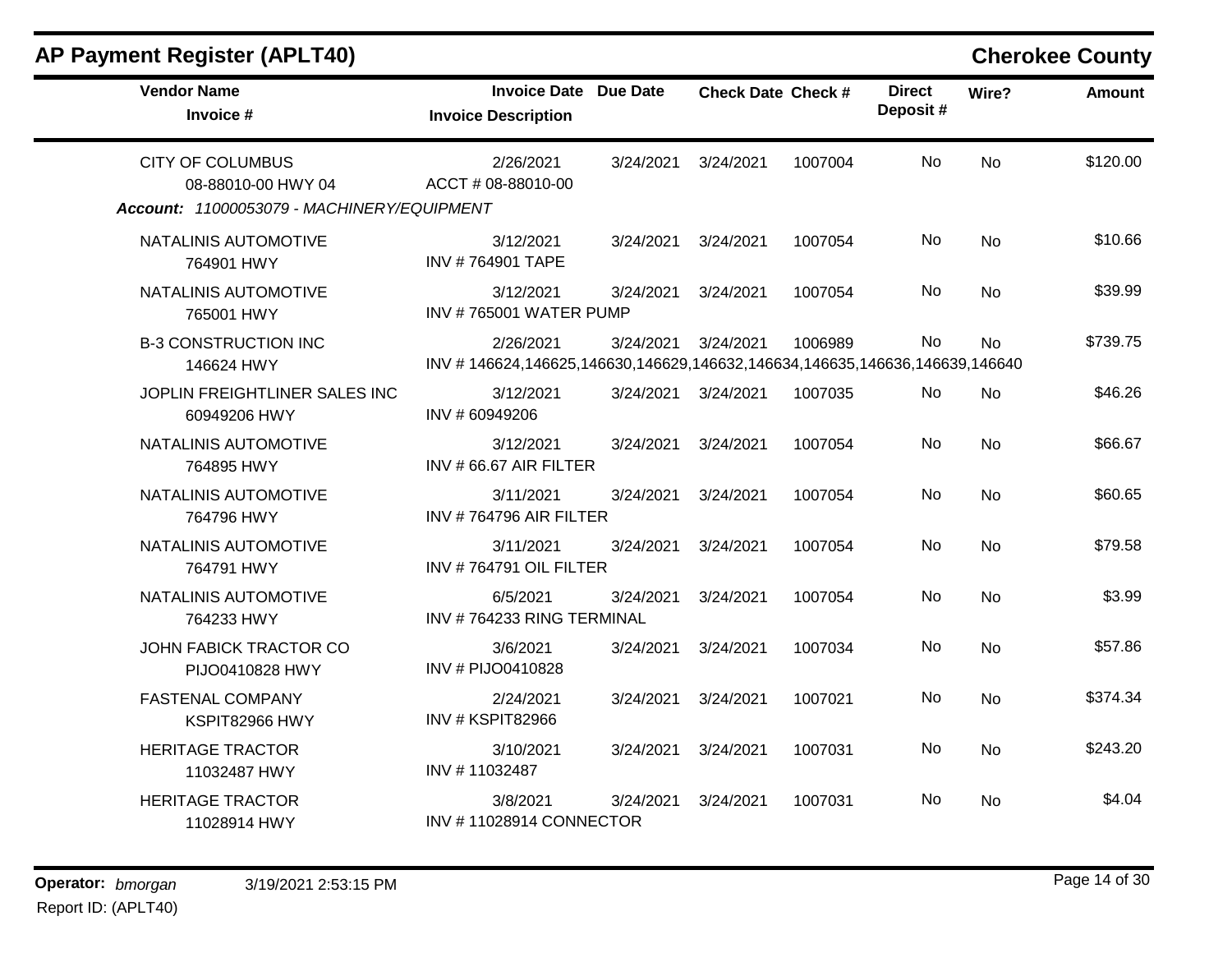## AP Payment Register (APLT40)

**Cherokee County**

| Vendor Name / Invoice # | Invoice Date / Invoice Description | Due Date | Check Date | Check # | Direct Deposit # | Wire? | Amount |
|---|---|---|---|---|---|---|---|
| CITY OF COLUMBUS<br>08-88010-00 HWY 04 | 2/26/2021<br>ACCT # 08-88010-00 | 3/24/2021 | 3/24/2021 | 1007004 | No | No | $120.00 |
| *Account: 11000053079 - MACHINERY/EQUIPMENT* | | | | | | | |
| NATALINIS AUTOMOTIVE<br>764901 HWY | 3/12/2021<br>INV # 764901 TAPE | 3/24/2021 | 3/24/2021 | 1007054 | No | No | $10.66 |
| NATALINIS AUTOMOTIVE<br>765001 HWY | 3/12/2021<br>INV # 765001 WATER PUMP | 3/24/2021 | 3/24/2021 | 1007054 | No | No | $39.99 |
| B-3 CONSTRUCTION INC<br>146624 HWY | 2/26/2021<br>INV # 146624,146625,146630,146629,146632,146634,146635,146636,146639,146640 | 3/24/2021 | 3/24/2021 | 1006989 | No | No | $739.75 |
| JOPLIN FREIGHTLINER SALES INC<br>60949206 HWY | 3/12/2021<br>INV # 60949206 | 3/24/2021 | 3/24/2021 | 1007035 | No | No | $46.26 |
| NATALINIS AUTOMOTIVE<br>764895 HWY | 3/12/2021<br>INV # 66.67 AIR FILTER | 3/24/2021 | 3/24/2021 | 1007054 | No | No | $66.67 |
| NATALINIS AUTOMOTIVE<br>764796 HWY | 3/11/2021<br>INV # 764796 AIR FILTER | 3/24/2021 | 3/24/2021 | 1007054 | No | No | $60.65 |
| NATALINIS AUTOMOTIVE<br>764791 HWY | 3/11/2021<br>INV # 764791 OIL FILTER | 3/24/2021 | 3/24/2021 | 1007054 | No | No | $79.58 |
| NATALINIS AUTOMOTIVE<br>764233 HWY | 6/5/2021<br>INV # 764233 RING TERMINAL | 3/24/2021 | 3/24/2021 | 1007054 | No | No | $3.99 |
| JOHN FABICK TRACTOR CO<br>PIJO0410828 HWY | 3/6/2021<br>INV # PIJO0410828 | 3/24/2021 | 3/24/2021 | 1007034 | No | No | $57.86 |
| FASTENAL COMPANY<br>KSPIT82966 HWY | 2/24/2021<br>INV # KSPIT82966 | 3/24/2021 | 3/24/2021 | 1007021 | No | No | $374.34 |
| HERITAGE TRACTOR<br>11032487 HWY | 3/10/2021<br>INV # 11032487 | 3/24/2021 | 3/24/2021 | 1007031 | No | No | $243.20 |
| HERITAGE TRACTOR<br>11028914 HWY | 3/8/2021<br>INV # 11028914 CONNECTOR | 3/24/2021 | 3/24/2021 | 1007031 | No | No | $4.04 |

**Operator:** *bmorgan* 3/19/2021 2:53:15 PM

Report ID: (APLT40)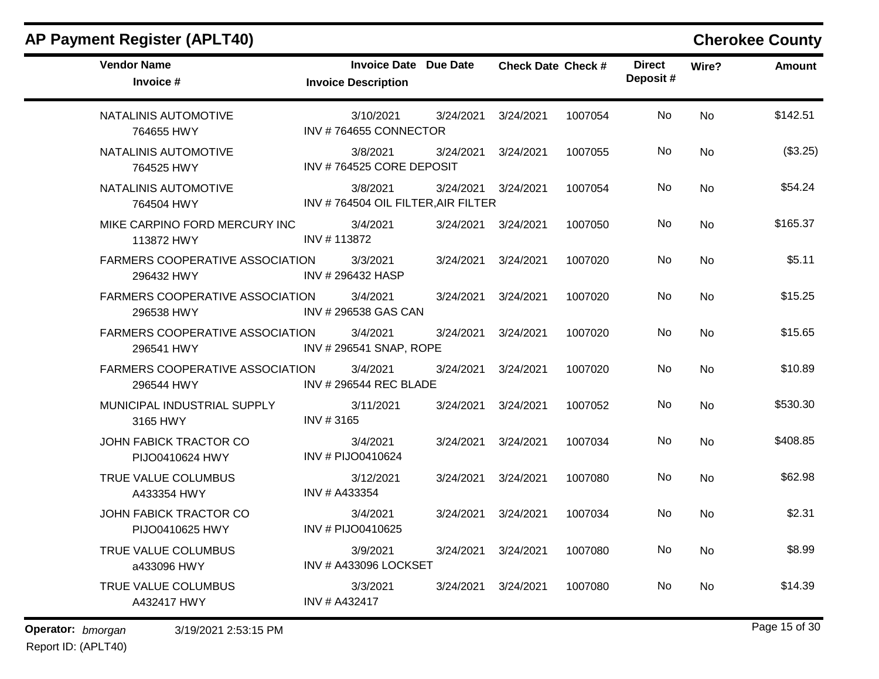## AP Payment Register (APLT40) — Cherokee County

| Vendor Name / Invoice # | Invoice Date / Invoice Description | Due Date | Check Date | Check # | Direct Deposit # | Wire? | Amount |
|---|---|---|---|---|---|---|---|
| NATALINIS AUTOMOTIVE<br>764655 HWY | 3/10/2021<br>INV # 764655 CONNECTOR | 3/24/2021 | 3/24/2021 | 1007054 | No | No | $142.51 |
| NATALINIS AUTOMOTIVE<br>764525 HWY | 3/8/2021<br>INV # 764525 CORE DEPOSIT | 3/24/2021 | 3/24/2021 | 1007055 | No | No | ($3.25) |
| NATALINIS AUTOMOTIVE<br>764504 HWY | 3/8/2021<br>INV # 764504 OIL FILTER,AIR FILTER | 3/24/2021 | 3/24/2021 | 1007054 | No | No | $54.24 |
| MIKE CARPINO FORD MERCURY INC<br>113872 HWY | 3/4/2021<br>INV # 113872 | 3/24/2021 | 3/24/2021 | 1007050 | No | No | $165.37 |
| FARMERS COOPERATIVE ASSOCIATION<br>296432 HWY | 3/3/2021<br>INV # 296432 HASP | 3/24/2021 | 3/24/2021 | 1007020 | No | No | $5.11 |
| FARMERS COOPERATIVE ASSOCIATION<br>296538 HWY | 3/4/2021<br>INV # 296538 GAS CAN | 3/24/2021 | 3/24/2021 | 1007020 | No | No | $15.25 |
| FARMERS COOPERATIVE ASSOCIATION<br>296541 HWY | 3/4/2021<br>INV # 296541 SNAP, ROPE | 3/24/2021 | 3/24/2021 | 1007020 | No | No | $15.65 |
| FARMERS COOPERATIVE ASSOCIATION<br>296544 HWY | 3/4/2021<br>INV # 296544 REC BLADE | 3/24/2021 | 3/24/2021 | 1007020 | No | No | $10.89 |
| MUNICIPAL INDUSTRIAL SUPPLY<br>3165 HWY | 3/11/2021<br>INV # 3165 | 3/24/2021 | 3/24/2021 | 1007052 | No | No | $530.30 |
| JOHN FABICK TRACTOR CO<br>PIJO0410624 HWY | 3/4/2021<br>INV # PIJO0410624 | 3/24/2021 | 3/24/2021 | 1007034 | No | No | $408.85 |
| TRUE VALUE COLUMBUS<br>A433354 HWY | 3/12/2021<br>INV # A433354 | 3/24/2021 | 3/24/2021 | 1007080 | No | No | $62.98 |
| JOHN FABICK TRACTOR CO<br>PIJO0410625 HWY | 3/4/2021<br>INV # PIJO0410625 | 3/24/2021 | 3/24/2021 | 1007034 | No | No | $2.31 |
| TRUE VALUE COLUMBUS<br>a433096 HWY | 3/9/2021<br>INV # A433096 LOCKSET | 3/24/2021 | 3/24/2021 | 1007080 | No | No | $8.99 |
| TRUE VALUE COLUMBUS<br>A432417 HWY | 3/3/2021<br>INV # A432417 | 3/24/2021 | 3/24/2021 | 1007080 | No | No | $14.39 |

**Operator:** *bmorgan* 3/19/2021 2:53:15 PM
Report ID: (APLT40)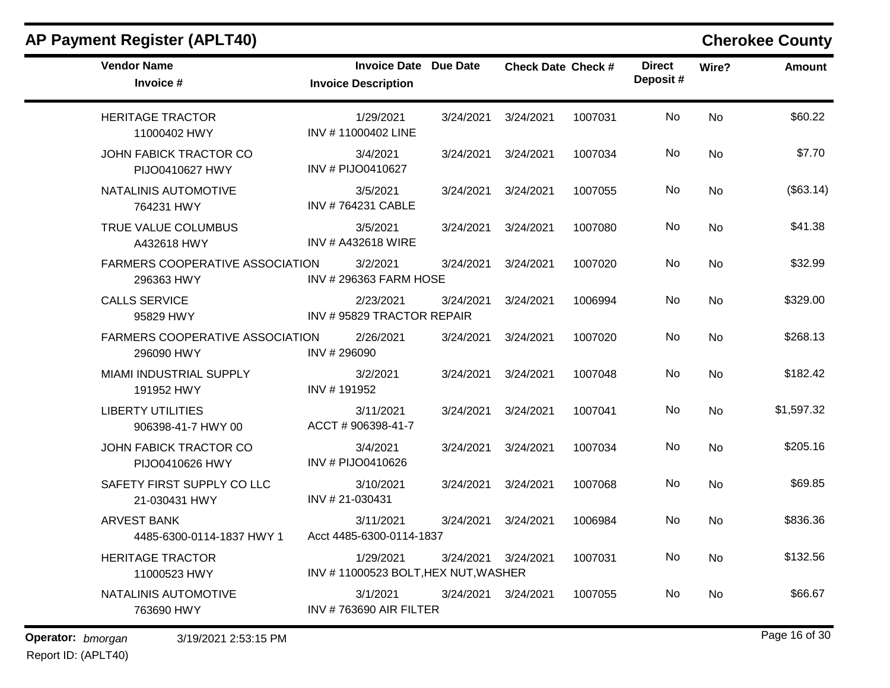## AP Payment Register (APLT40)

**Cherokee County**

| Vendor Name<br>Invoice # | Invoice Date<br>Invoice Description | Due Date | Check Date | Check # | Direct Deposit # | Wire? | Amount |
|---|---|---|---|---|---|---|---|
| HERITAGE TRACTOR<br>11000402 HWY | 1/29/2021<br>INV # 11000402 LINE | 3/24/2021 | 3/24/2021 | 1007031 | No | No | $60.22 |
| JOHN FABICK TRACTOR CO<br>PIJO0410627 HWY | 3/4/2021<br>INV # PIJO0410627 | 3/24/2021 | 3/24/2021 | 1007034 | No | No | $7.70 |
| NATALINIS AUTOMOTIVE<br>764231 HWY | 3/5/2021<br>INV # 764231 CABLE | 3/24/2021 | 3/24/2021 | 1007055 | No | No | ($63.14) |
| TRUE VALUE COLUMBUS<br>A432618 HWY | 3/5/2021<br>INV # A432618 WIRE | 3/24/2021 | 3/24/2021 | 1007080 | No | No | $41.38 |
| FARMERS COOPERATIVE ASSOCIATION<br>296363 HWY | 3/2/2021<br>INV # 296363 FARM HOSE | 3/24/2021 | 3/24/2021 | 1007020 | No | No | $32.99 |
| CALLS SERVICE<br>95829 HWY | 2/23/2021<br>INV # 95829 TRACTOR REPAIR | 3/24/2021 | 3/24/2021 | 1006994 | No | No | $329.00 |
| FARMERS COOPERATIVE ASSOCIATION<br>296090 HWY | 2/26/2021<br>INV # 296090 | 3/24/2021 | 3/24/2021 | 1007020 | No | No | $268.13 |
| MIAMI INDUSTRIAL SUPPLY<br>191952 HWY | 3/2/2021<br>INV # 191952 | 3/24/2021 | 3/24/2021 | 1007048 | No | No | $182.42 |
| LIBERTY UTILITIES<br>906398-41-7 HWY 00 | 3/11/2021<br>ACCT # 906398-41-7 | 3/24/2021 | 3/24/2021 | 1007041 | No | No | $1,597.32 |
| JOHN FABICK TRACTOR CO<br>PIJO0410626 HWY | 3/4/2021<br>INV # PIJO0410626 | 3/24/2021 | 3/24/2021 | 1007034 | No | No | $205.16 |
| SAFETY FIRST SUPPLY CO LLC<br>21-030431 HWY | 3/10/2021<br>INV # 21-030431 | 3/24/2021 | 3/24/2021 | 1007068 | No | No | $69.85 |
| ARVEST BANK<br>4485-6300-0114-1837 HWY 1 | 3/11/2021<br>Acct 4485-6300-0114-1837 | 3/24/2021 | 3/24/2021 | 1006984 | No | No | $836.36 |
| HERITAGE TRACTOR<br>11000523 HWY | 1/29/2021<br>INV # 11000523 BOLT,HEX NUT,WASHER | 3/24/2021 | 3/24/2021 | 1007031 | No | No | $132.56 |
| NATALINIS AUTOMOTIVE<br>763690 HWY | 3/1/2021<br>INV # 763690 AIR FILTER | 3/24/2021 | 3/24/2021 | 1007055 | No | No | $66.67 |

**Operator:** *bmorgan* 3/19/2021 2:53:15 PM

Report ID: (APLT40)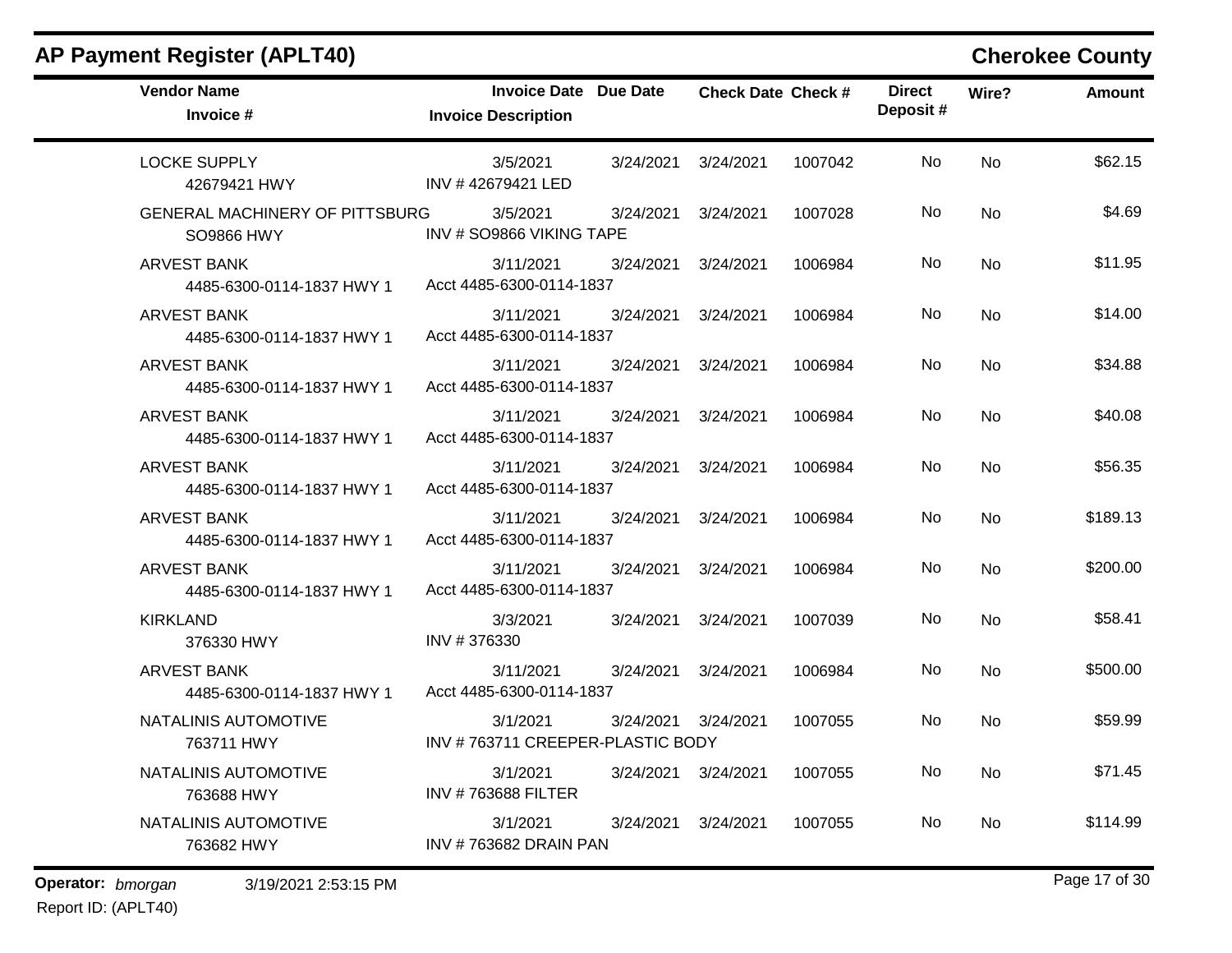## AP Payment Register (APLT40)

**Cherokee County**

| Vendor Name / Invoice # | Invoice Date / Invoice Description | Due Date | Check Date | Check # | Direct Deposit # | Wire? | Amount |
|---|---|---|---|---|---|---|---|
| LOCKE SUPPLY<br>42679421 HWY | 3/5/2021<br>INV # 42679421 LED | 3/24/2021 | 3/24/2021 | 1007042 | No | No | $62.15 |
| GENERAL MACHINERY OF PITTSBURG<br>SO9866 HWY | 3/5/2021<br>INV # SO9866 VIKING TAPE | 3/24/2021 | 3/24/2021 | 1007028 | No | No | $4.69 |
| ARVEST BANK<br>4485-6300-0114-1837 HWY 1 | 3/11/2021<br>Acct 4485-6300-0114-1837 | 3/24/2021 | 3/24/2021 | 1006984 | No | No | $11.95 |
| ARVEST BANK<br>4485-6300-0114-1837 HWY 1 | 3/11/2021<br>Acct 4485-6300-0114-1837 | 3/24/2021 | 3/24/2021 | 1006984 | No | No | $14.00 |
| ARVEST BANK<br>4485-6300-0114-1837 HWY 1 | 3/11/2021<br>Acct 4485-6300-0114-1837 | 3/24/2021 | 3/24/2021 | 1006984 | No | No | $34.88 |
| ARVEST BANK<br>4485-6300-0114-1837 HWY 1 | 3/11/2021<br>Acct 4485-6300-0114-1837 | 3/24/2021 | 3/24/2021 | 1006984 | No | No | $40.08 |
| ARVEST BANK<br>4485-6300-0114-1837 HWY 1 | 3/11/2021<br>Acct 4485-6300-0114-1837 | 3/24/2021 | 3/24/2021 | 1006984 | No | No | $56.35 |
| ARVEST BANK<br>4485-6300-0114-1837 HWY 1 | 3/11/2021<br>Acct 4485-6300-0114-1837 | 3/24/2021 | 3/24/2021 | 1006984 | No | No | $189.13 |
| ARVEST BANK<br>4485-6300-0114-1837 HWY 1 | 3/11/2021<br>Acct 4485-6300-0114-1837 | 3/24/2021 | 3/24/2021 | 1006984 | No | No | $200.00 |
| KIRKLAND<br>376330 HWY | 3/3/2021<br>INV # 376330 | 3/24/2021 | 3/24/2021 | 1007039 | No | No | $58.41 |
| ARVEST BANK<br>4485-6300-0114-1837 HWY 1 | 3/11/2021<br>Acct 4485-6300-0114-1837 | 3/24/2021 | 3/24/2021 | 1006984 | No | No | $500.00 |
| NATALINIS AUTOMOTIVE<br>763711 HWY | 3/1/2021<br>INV # 763711 CREEPER-PLASTIC BODY | 3/24/2021 | 3/24/2021 | 1007055 | No | No | $59.99 |
| NATALINIS AUTOMOTIVE<br>763688 HWY | 3/1/2021<br>INV # 763688 FILTER | 3/24/2021 | 3/24/2021 | 1007055 | No | No | $71.45 |
| NATALINIS AUTOMOTIVE<br>763682 HWY | 3/1/2021<br>INV # 763682 DRAIN PAN | 3/24/2021 | 3/24/2021 | 1007055 | No | No | $114.99 |

**Operator:** *bmorgan* 3/19/2021 2:53:15 PM
Report ID: (APLT40)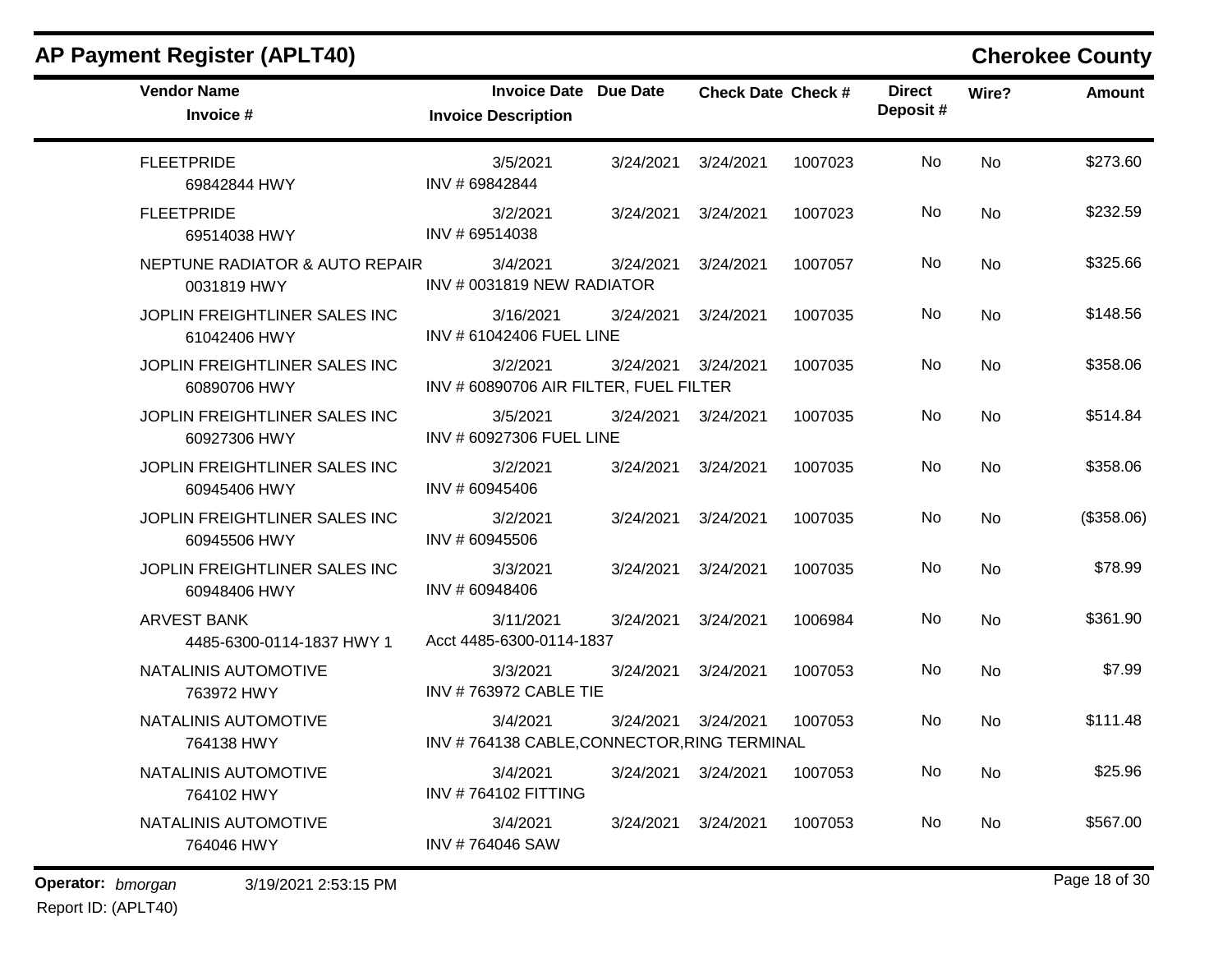## AP Payment Register (APLT40)

**Cherokee County**

| Vendor Name / Invoice # | Invoice Date / Invoice Description | Due Date | Check Date | Check # | Direct Deposit # | Wire? | Amount |
|---|---|---|---|---|---|---|---|
| FLEETPRIDE<br>69842844 HWY | 3/5/2021<br>INV # 69842844 | 3/24/2021 | 3/24/2021 | 1007023 | No | No | $273.60 |
| FLEETPRIDE<br>69514038 HWY | 3/2/2021<br>INV # 69514038 | 3/24/2021 | 3/24/2021 | 1007023 | No | No | $232.59 |
| NEPTUNE RADIATOR & AUTO REPAIR<br>0031819 HWY | 3/4/2021<br>INV # 0031819 NEW RADIATOR | 3/24/2021 | 3/24/2021 | 1007057 | No | No | $325.66 |
| JOPLIN FREIGHTLINER SALES INC<br>61042406 HWY | 3/16/2021<br>INV # 61042406 FUEL LINE | 3/24/2021 | 3/24/2021 | 1007035 | No | No | $148.56 |
| JOPLIN FREIGHTLINER SALES INC<br>60890706 HWY | 3/2/2021<br>INV # 60890706 AIR FILTER, FUEL FILTER | 3/24/2021 | 3/24/2021 | 1007035 | No | No | $358.06 |
| JOPLIN FREIGHTLINER SALES INC<br>60927306 HWY | 3/5/2021<br>INV # 60927306 FUEL LINE | 3/24/2021 | 3/24/2021 | 1007035 | No | No | $514.84 |
| JOPLIN FREIGHTLINER SALES INC<br>60945406 HWY | 3/2/2021<br>INV # 60945406 | 3/24/2021 | 3/24/2021 | 1007035 | No | No | $358.06 |
| JOPLIN FREIGHTLINER SALES INC<br>60945506 HWY | 3/2/2021<br>INV # 60945506 | 3/24/2021 | 3/24/2021 | 1007035 | No | No | ($358.06) |
| JOPLIN FREIGHTLINER SALES INC<br>60948406 HWY | 3/3/2021<br>INV # 60948406 | 3/24/2021 | 3/24/2021 | 1007035 | No | No | $78.99 |
| ARVEST BANK<br>4485-6300-0114-1837 HWY 1 | 3/11/2021<br>Acct 4485-6300-0114-1837 | 3/24/2021 | 3/24/2021 | 1006984 | No | No | $361.90 |
| NATALINIS AUTOMOTIVE<br>763972 HWY | 3/3/2021<br>INV # 763972 CABLE TIE | 3/24/2021 | 3/24/2021 | 1007053 | No | No | $7.99 |
| NATALINIS AUTOMOTIVE<br>764138 HWY | 3/4/2021<br>INV # 764138 CABLE,CONNECTOR,RING TERMINAL | 3/24/2021 | 3/24/2021 | 1007053 | No | No | $111.48 |
| NATALINIS AUTOMOTIVE<br>764102 HWY | 3/4/2021<br>INV # 764102 FITTING | 3/24/2021 | 3/24/2021 | 1007053 | No | No | $25.96 |
| NATALINIS AUTOMOTIVE<br>764046 HWY | 3/4/2021<br>INV # 764046 SAW | 3/24/2021 | 3/24/2021 | 1007053 | No | No | $567.00 |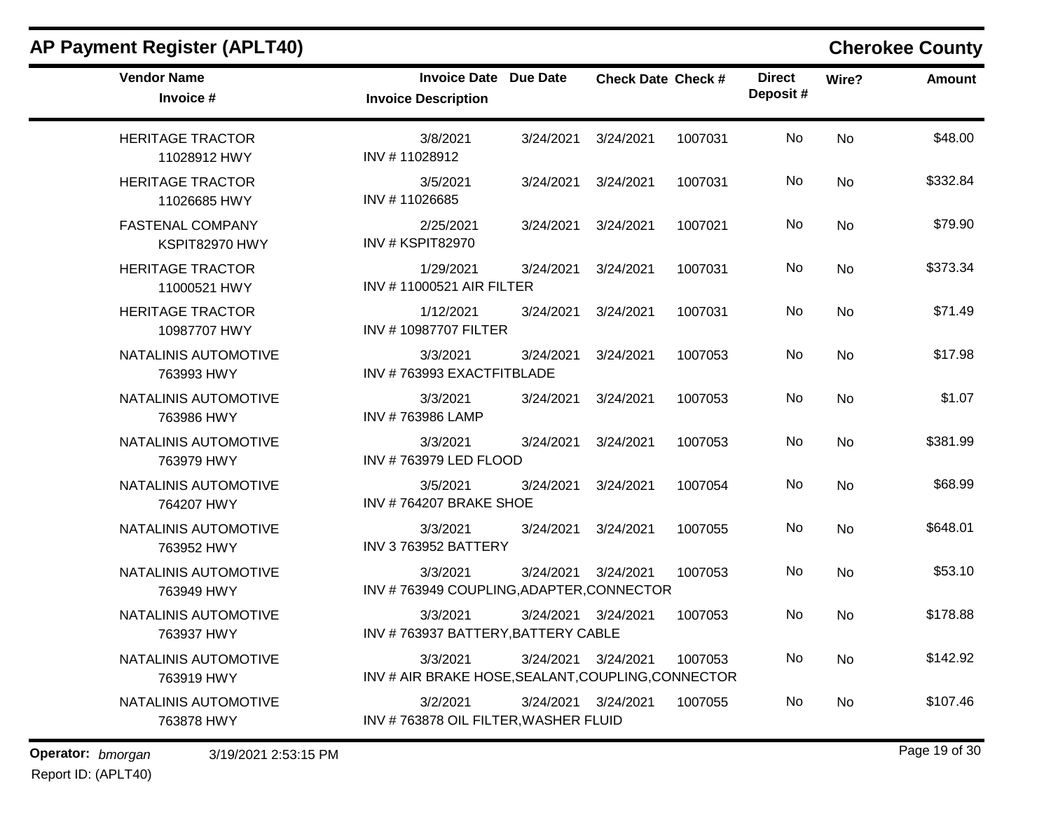## AP Payment Register (APLT40)

**Cherokee County**

| Vendor Name<br>Invoice # | Invoice Date<br>Invoice Description | Due Date | Check Date | Check # | Direct Deposit # | Wire? | Amount |
|---|---|---|---|---|---|---|---|
| HERITAGE TRACTOR<br>11028912 HWY | 3/8/2021<br>INV # 11028912 | 3/24/2021 | 3/24/2021 | 1007031 | No | No | $48.00 |
| HERITAGE TRACTOR<br>11026685 HWY | 3/5/2021<br>INV # 11026685 | 3/24/2021 | 3/24/2021 | 1007031 | No | No | $332.84 |
| FASTENAL COMPANY<br>KSPIT82970 HWY | 2/25/2021<br>INV # KSPIT82970 | 3/24/2021 | 3/24/2021 | 1007021 | No | No | $79.90 |
| HERITAGE TRACTOR<br>11000521 HWY | 1/29/2021<br>INV # 11000521 AIR FILTER | 3/24/2021 | 3/24/2021 | 1007031 | No | No | $373.34 |
| HERITAGE TRACTOR<br>10987707 HWY | 1/12/2021<br>INV # 10987707 FILTER | 3/24/2021 | 3/24/2021 | 1007031 | No | No | $71.49 |
| NATALINIS AUTOMOTIVE<br>763993 HWY | 3/3/2021<br>INV # 763993 EXACTFITBLADE | 3/24/2021 | 3/24/2021 | 1007053 | No | No | $17.98 |
| NATALINIS AUTOMOTIVE<br>763986 HWY | 3/3/2021<br>INV # 763986 LAMP | 3/24/2021 | 3/24/2021 | 1007053 | No | No | $1.07 |
| NATALINIS AUTOMOTIVE<br>763979 HWY | 3/3/2021<br>INV # 763979 LED FLOOD | 3/24/2021 | 3/24/2021 | 1007053 | No | No | $381.99 |
| NATALINIS AUTOMOTIVE<br>764207 HWY | 3/5/2021<br>INV # 764207 BRAKE SHOE | 3/24/2021 | 3/24/2021 | 1007054 | No | No | $68.99 |
| NATALINIS AUTOMOTIVE<br>763952 HWY | 3/3/2021<br>INV 3 763952 BATTERY | 3/24/2021 | 3/24/2021 | 1007055 | No | No | $648.01 |
| NATALINIS AUTOMOTIVE<br>763949 HWY | 3/3/2021<br>INV # 763949 COUPLING,ADAPTER,CONNECTOR | 3/24/2021 | 3/24/2021 | 1007053 | No | No | $53.10 |
| NATALINIS AUTOMOTIVE<br>763937 HWY | 3/3/2021<br>INV # 763937 BATTERY,BATTERY CABLE | 3/24/2021 | 3/24/2021 | 1007053 | No | No | $178.88 |
| NATALINIS AUTOMOTIVE<br>763919 HWY | 3/3/2021<br>INV # AIR BRAKE HOSE,SEALANT,COUPLING,CONNECTOR | 3/24/2021 | 3/24/2021 | 1007053 | No | No | $142.92 |
| NATALINIS AUTOMOTIVE<br>763878 HWY | 3/2/2021<br>INV # 763878 OIL FILTER,WASHER FLUID | 3/24/2021 | 3/24/2021 | 1007055 | No | No | $107.46 |

**Operator:** *bmorgan* 3/19/2021 2:53:15 PM

Report ID: (APLT40)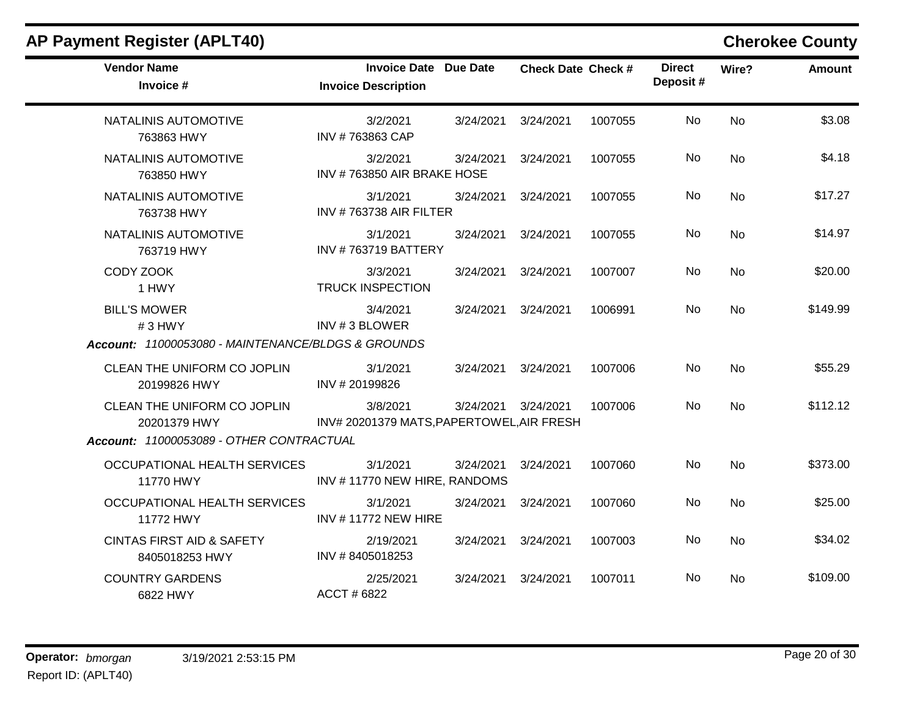## AP Payment Register (APLT40)

**Cherokee County**

| Vendor Name / Invoice # | Invoice Date / Invoice Description | Due Date | Check Date | Check # | Direct Deposit # | Wire? | Amount |
|---|---|---|---|---|---|---|---|
| NATALINIS AUTOMOTIVE<br>763863 HWY | 3/2/2021<br>INV # 763863 CAP | 3/24/2021 | 3/24/2021 | 1007055 | No | No | $3.08 |
| NATALINIS AUTOMOTIVE<br>763850 HWY | 3/2/2021<br>INV # 763850 AIR BRAKE HOSE | 3/24/2021 | 3/24/2021 | 1007055 | No | No | $4.18 |
| NATALINIS AUTOMOTIVE<br>763738 HWY | 3/1/2021<br>INV # 763738 AIR FILTER | 3/24/2021 | 3/24/2021 | 1007055 | No | No | $17.27 |
| NATALINIS AUTOMOTIVE<br>763719 HWY | 3/1/2021<br>INV # 763719 BATTERY | 3/24/2021 | 3/24/2021 | 1007055 | No | No | $14.97 |
| CODY ZOOK<br>1 HWY | 3/3/2021<br>TRUCK INSPECTION | 3/24/2021 | 3/24/2021 | 1007007 | No | No | $20.00 |
| BILL'S MOWER<br># 3 HWY | 3/4/2021<br>INV # 3 BLOWER | 3/24/2021 | 3/24/2021 | 1006991 | No | No | $149.99 |
| ***Account:*** *11000053080 - MAINTENANCE/BLDGS & GROUNDS* | | | | | | | |
| CLEAN THE UNIFORM CO JOPLIN<br>20199826 HWY | 3/1/2021<br>INV # 20199826 | 3/24/2021 | 3/24/2021 | 1007006 | No | No | $55.29 |
| CLEAN THE UNIFORM CO JOPLIN<br>20201379 HWY | 3/8/2021<br>INV# 20201379 MATS,PAPERTOWEL,AIR FRESH | 3/24/2021 | 3/24/2021 | 1007006 | No | No | $112.12 |
| ***Account:*** *11000053089 - OTHER CONTRACTUAL* | | | | | | | |
| OCCUPATIONAL HEALTH SERVICES<br>11770 HWY | 3/1/2021<br>INV # 11770 NEW HIRE, RANDOMS | 3/24/2021 | 3/24/2021 | 1007060 | No | No | $373.00 |
| OCCUPATIONAL HEALTH SERVICES<br>11772 HWY | 3/1/2021<br>INV # 11772 NEW HIRE | 3/24/2021 | 3/24/2021 | 1007060 | No | No | $25.00 |
| CINTAS FIRST AID & SAFETY<br>8405018253 HWY | 2/19/2021<br>INV # 8405018253 | 3/24/2021 | 3/24/2021 | 1007003 | No | No | $34.02 |
| COUNTRY GARDENS<br>6822 HWY | 2/25/2021<br>ACCT # 6822 | 3/24/2021 | 3/24/2021 | 1007011 | No | No | $109.00 |

**Operator:** *bmorgan* 3/19/2021 2:53:15 PM
Report ID: (APLT40)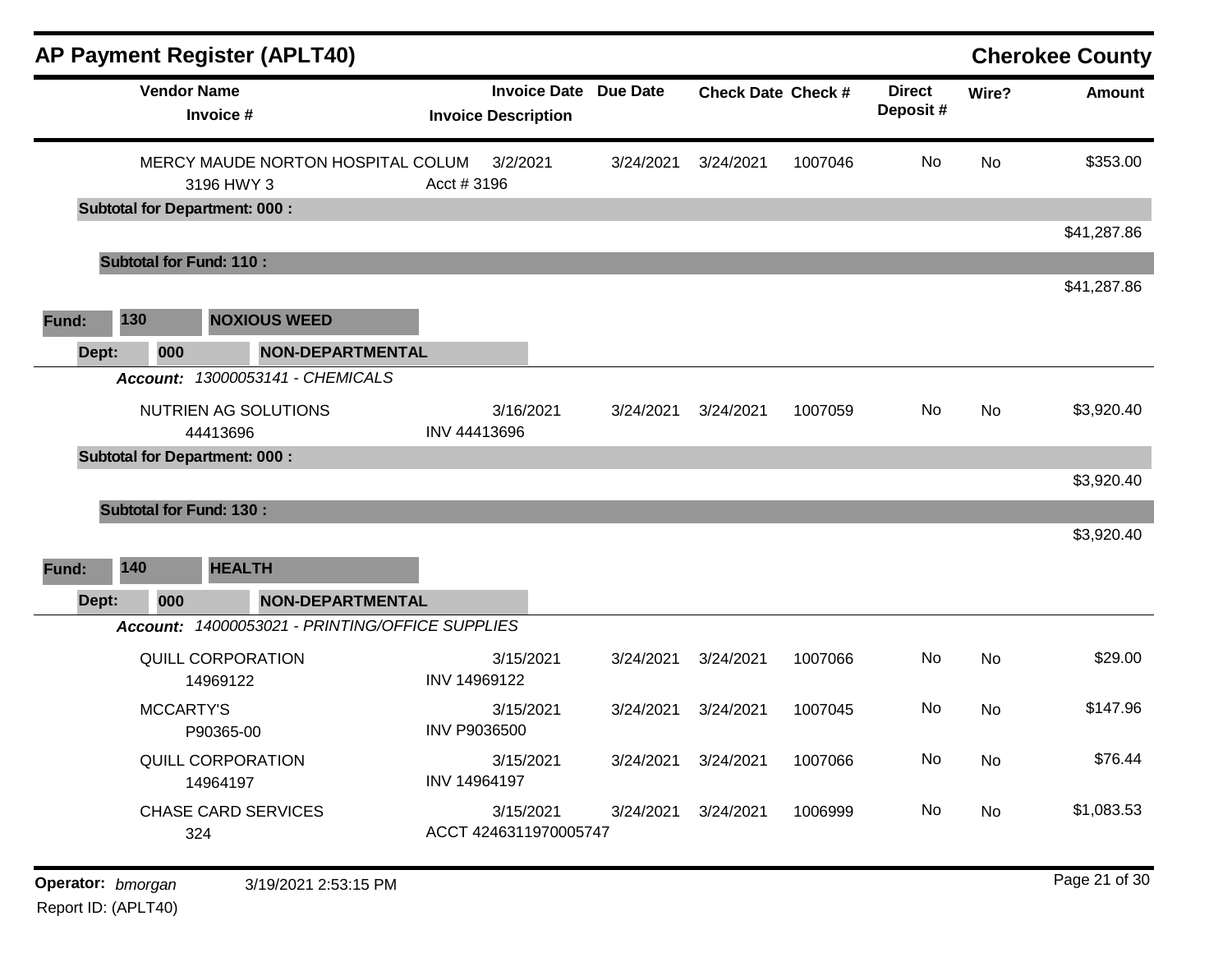## AP Payment Register (APLT40)

**Cherokee County**

| Vendor Name / Invoice # | Invoice Date / Invoice Description | Due Date | Check Date | Check # | Direct Deposit # | Wire? | Amount |
|---|---|---|---|---|---|---|---|
| MERCY MAUDE NORTON HOSPITAL COLUM<br>3196 HWY 3 | 3/2/2021<br>Acct # 3196 | 3/24/2021 | 3/24/2021 | 1007046 | No | No | $353.00 |
| **Subtotal for Department: 000 :** | | | | | | | $41,287.86 |
| **Subtotal for Fund: 110 :** | | | | | | | $41,287.86 |

**Fund: 130 NOXIOUS WEED**

**Dept: 000 NON-DEPARTMENTAL**

***Account:*** *13000053141 - CHEMICALS*

| Vendor Name / Invoice # | Invoice Date / Invoice Description | Due Date | Check Date | Check # | Direct Deposit # | Wire? | Amount |
|---|---|---|---|---|---|---|---|
| NUTRIEN AG SOLUTIONS<br>44413696 | 3/16/2021<br>INV 44413696 | 3/24/2021 | 3/24/2021 | 1007059 | No | No | $3,920.40 |
| **Subtotal for Department: 000 :** | | | | | | | $3,920.40 |
| **Subtotal for Fund: 130 :** | | | | | | | $3,920.40 |

**Fund: 140 HEALTH**

**Dept: 000 NON-DEPARTMENTAL**

***Account:*** *14000053021 - PRINTING/OFFICE SUPPLIES*

| Vendor Name / Invoice # | Invoice Date / Invoice Description | Due Date | Check Date | Check # | Direct Deposit # | Wire? | Amount |
|---|---|---|---|---|---|---|---|
| QUILL CORPORATION<br>14969122 | 3/15/2021<br>INV 14969122 | 3/24/2021 | 3/24/2021 | 1007066 | No | No | $29.00 |
| MCCARTY'S<br>P90365-00 | 3/15/2021<br>INV P9036500 | 3/24/2021 | 3/24/2021 | 1007045 | No | No | $147.96 |
| QUILL CORPORATION<br>14964197 | 3/15/2021<br>INV 14964197 | 3/24/2021 | 3/24/2021 | 1007066 | No | No | $76.44 |
| CHASE CARD SERVICES<br>324 | 3/15/2021<br>ACCT 4246311970005747 | 3/24/2021 | 3/24/2021 | 1006999 | No | No | $1,083.53 |

**Operator:** *bmorgan* 3/19/2021 2:53:15 PM
Report ID: (APLT40)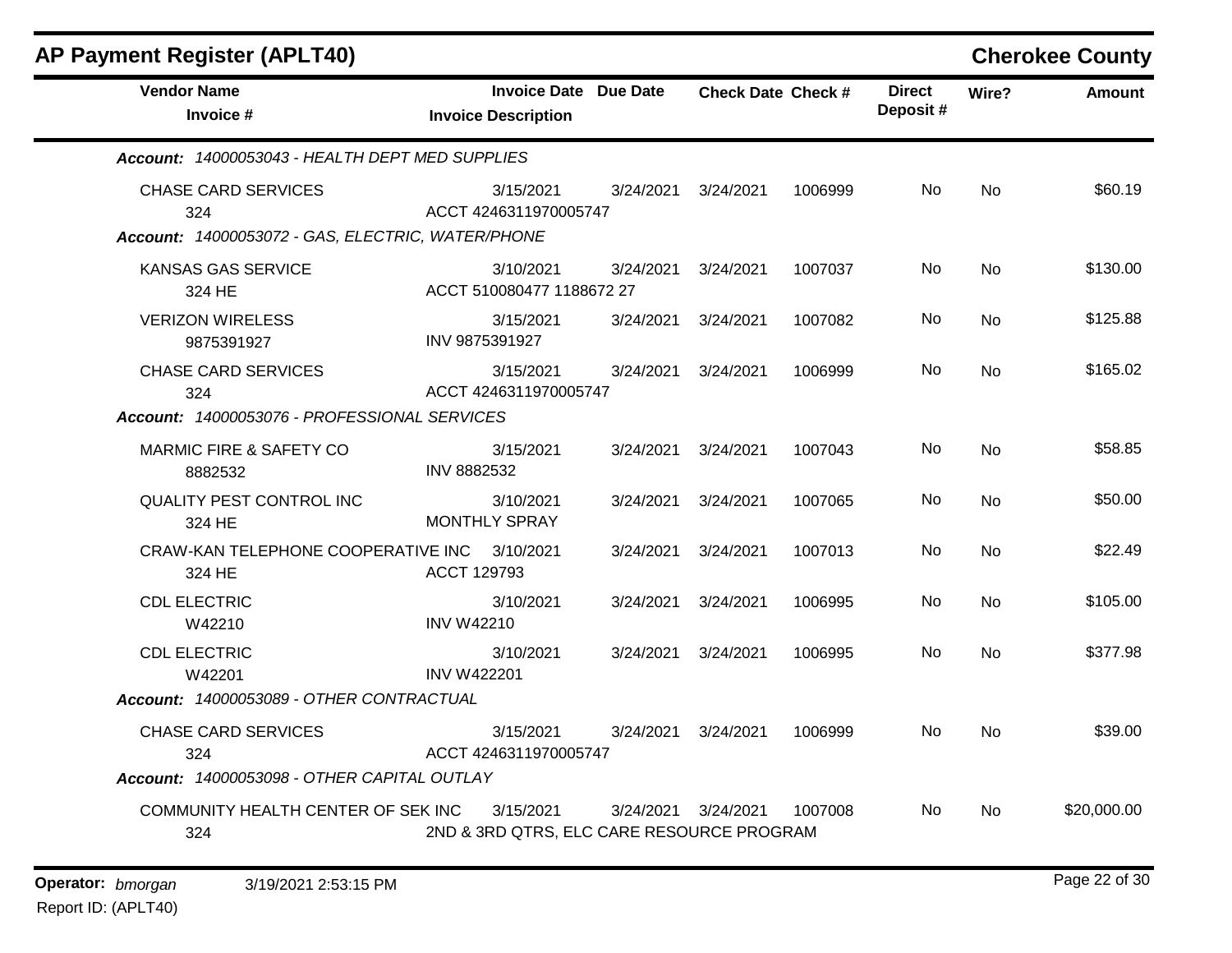## AP Payment Register (APLT40)

**Cherokee County**

| Vendor Name / Invoice # | Invoice Date / Invoice Description | Due Date | Check Date | Check # | Direct Deposit # | Wire? | Amount |
|---|---|---|---|---|---|---|---|
| ***Account: 14000053043 - HEALTH DEPT MED SUPPLIES*** | | | | | | | |
| CHASE CARD SERVICES<br>324 | 3/15/2021<br>ACCT 4246311970005747 | 3/24/2021 | 3/24/2021 | 1006999 | No | No | $60.19 |
| ***Account: 14000053072 - GAS, ELECTRIC, WATER/PHONE*** | | | | | | | |
| KANSAS GAS SERVICE<br>324 HE | 3/10/2021<br>ACCT 510080477 1188672 27 | 3/24/2021 | 3/24/2021 | 1007037 | No | No | $130.00 |
| VERIZON WIRELESS<br>9875391927 | 3/15/2021<br>INV 9875391927 | 3/24/2021 | 3/24/2021 | 1007082 | No | No | $125.88 |
| CHASE CARD SERVICES<br>324 | 3/15/2021<br>ACCT 4246311970005747 | 3/24/2021 | 3/24/2021 | 1006999 | No | No | $165.02 |
| ***Account: 14000053076 - PROFESSIONAL SERVICES*** | | | | | | | |
| MARMIC FIRE & SAFETY CO<br>8882532 | 3/15/2021<br>INV 8882532 | 3/24/2021 | 3/24/2021 | 1007043 | No | No | $58.85 |
| QUALITY PEST CONTROL INC<br>324 HE | 3/10/2021<br>MONTHLY SPRAY | 3/24/2021 | 3/24/2021 | 1007065 | No | No | $50.00 |
| CRAW-KAN TELEPHONE COOPERATIVE INC<br>324 HE | 3/10/2021<br>ACCT 129793 | 3/24/2021 | 3/24/2021 | 1007013 | No | No | $22.49 |
| CDL ELECTRIC<br>W42210 | 3/10/2021<br>INV W42210 | 3/24/2021 | 3/24/2021 | 1006995 | No | No | $105.00 |
| CDL ELECTRIC<br>W42201 | 3/10/2021<br>INV W422201 | 3/24/2021 | 3/24/2021 | 1006995 | No | No | $377.98 |
| ***Account: 14000053089 - OTHER CONTRACTUAL*** | | | | | | | |
| CHASE CARD SERVICES<br>324 | 3/15/2021<br>ACCT 4246311970005747 | 3/24/2021 | 3/24/2021 | 1006999 | No | No | $39.00 |
| ***Account: 14000053098 - OTHER CAPITAL OUTLAY*** | | | | | | | |
| COMMUNITY HEALTH CENTER OF SEK INC<br>324 | 3/15/2021<br>2ND & 3RD QTRS, ELC CARE RESOURCE PROGRAM | 3/24/2021 | 3/24/2021 | 1007008 | No | No | $20,000.00 |

**Operator:** *bmorgan* 3/19/2021 2:53:15 PM
Report ID: (APLT40)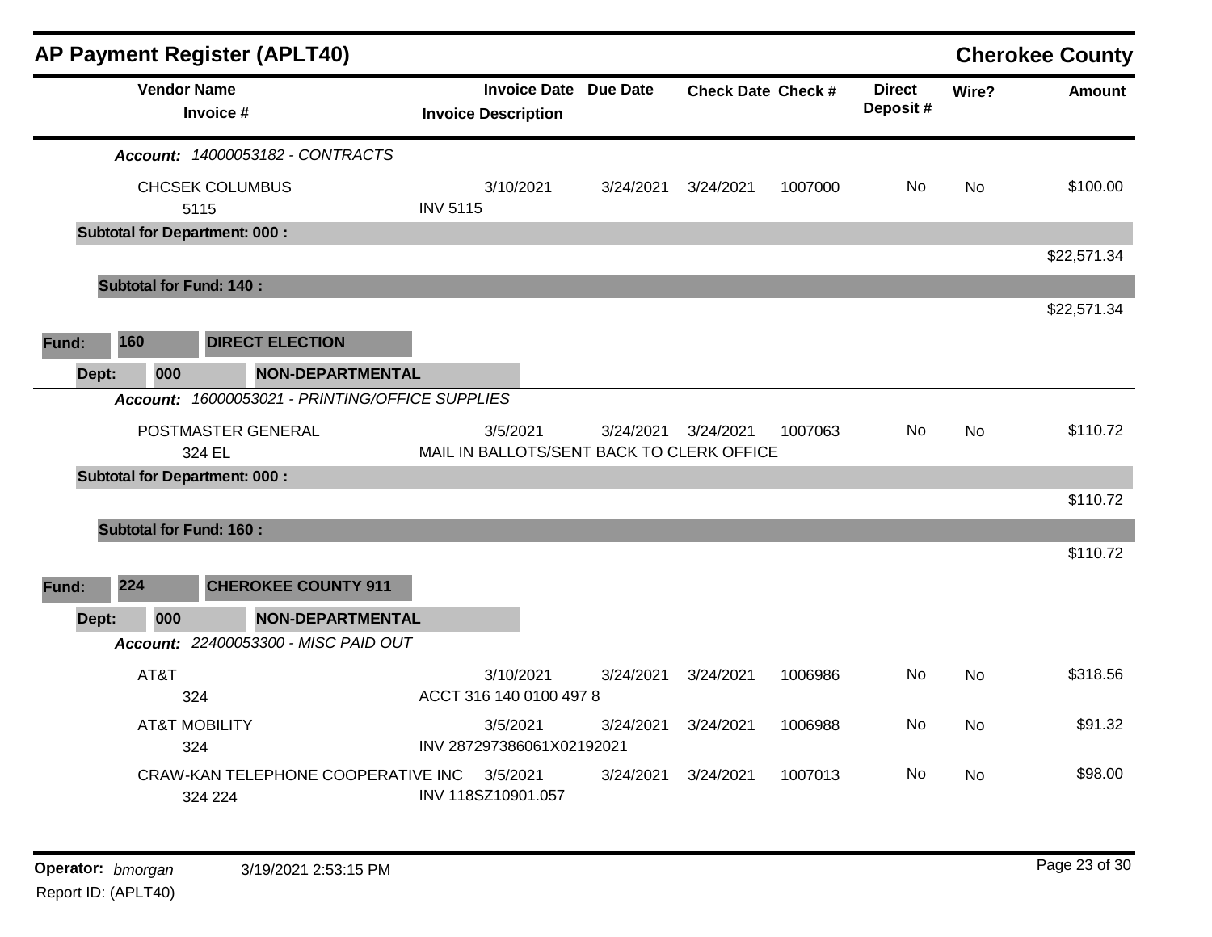## AP Payment Register (APLT40) — Cherokee County

| Vendor Name / Invoice # | Invoice Date / Invoice Description | Due Date | Check Date | Check # | Direct Deposit # | Wire? | Amount |
|---|---|---|---|---|---|---|---|
| ***Account:** 14000053182 - CONTRACTS* | | | | | | | |
| CHCSEK COLUMBUS<br>5115 | 3/10/2021<br>INV 5115 | 3/24/2021 | 3/24/2021 | 1007000 | No | No | $100.00 |
| **Subtotal for Department: 000 :** | | | | | | | $22,571.34 |
| **Subtotal for Fund: 140 :** | | | | | | | $22,571.34 |

**Fund:** 160 **DIRECT ELECTION**

**Dept:** 000 **NON-DEPARTMENTAL**

| Vendor Name / Invoice # | Invoice Date / Invoice Description | Due Date | Check Date | Check # | Direct Deposit # | Wire? | Amount |
|---|---|---|---|---|---|---|---|
| ***Account:** 16000053021 - PRINTING/OFFICE SUPPLIES* | | | | | | | |
| POSTMASTER GENERAL<br>324 EL | 3/5/2021<br>MAIL IN BALLOTS/SENT BACK TO CLERK OFFICE | 3/24/2021 | 3/24/2021 | 1007063 | No | No | $110.72 |
| **Subtotal for Department: 000 :** | | | | | | | $110.72 |
| **Subtotal for Fund: 160 :** | | | | | | | $110.72 |

**Fund:** 224 **CHEROKEE COUNTY 911**

**Dept:** 000 **NON-DEPARTMENTAL**

| Vendor Name / Invoice # | Invoice Date / Invoice Description | Due Date | Check Date | Check # | Direct Deposit # | Wire? | Amount |
|---|---|---|---|---|---|---|---|
| ***Account:** 22400053300 - MISC PAID OUT* | | | | | | | |
| AT&T<br>324 | 3/10/2021<br>ACCT 316 140 0100 497 8 | 3/24/2021 | 3/24/2021 | 1006986 | No | No | $318.56 |
| AT&T MOBILITY<br>324 | 3/5/2021<br>INV 287297386061X02192021 | 3/24/2021 | 3/24/2021 | 1006988 | No | No | $91.32 |
| CRAW-KAN TELEPHONE COOPERATIVE INC<br>324 224 | 3/5/2021<br>INV 118SZ10901.057 | 3/24/2021 | 3/24/2021 | 1007013 | No | No | $98.00 |

**Operator:** *bmorgan* 3/19/2021 2:53:15 PM
Report ID: (APLT40)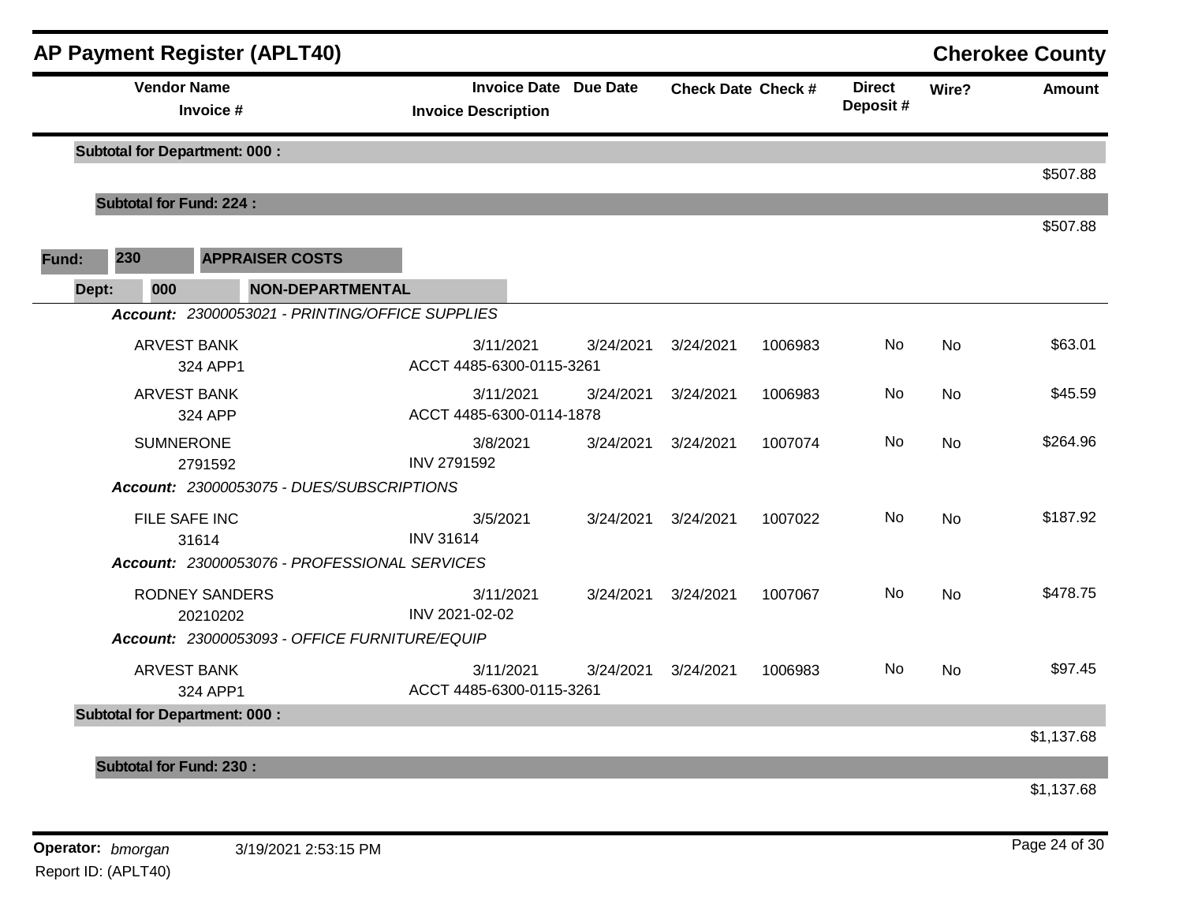## AP Payment Register (APLT40) — Cherokee County

| Vendor Name / Invoice # | Invoice Date / Invoice Description | Due Date | Check Date | Check # | Direct Deposit # | Wire? | Amount |
|---|---|---|---|---|---|---|---|
| **Subtotal for Department: 000 :** | | | | | | | $507.88 |
| **Subtotal for Fund: 224 :** | | | | | | | $507.88 |

**Fund:** 230 **APPRAISER COSTS**

**Dept:** 000 **NON-DEPARTMENTAL**

*Account: 23000053021 - PRINTING/OFFICE SUPPLIES*

| Vendor Name / Invoice # | Invoice Date / Invoice Description | Due Date | Check Date | Check # | Direct Deposit # | Wire? | Amount |
|---|---|---|---|---|---|---|---|
| ARVEST BANK / 324 APP1 | 3/11/2021 / ACCT 4485-6300-0115-3261 | 3/24/2021 | 3/24/2021 | 1006983 | No | No | $63.01 |
| ARVEST BANK / 324 APP | 3/11/2021 / ACCT 4485-6300-0114-1878 | 3/24/2021 | 3/24/2021 | 1006983 | No | No | $45.59 |
| SUMNERONE / 2791592 | 3/8/2021 / INV 2791592 | 3/24/2021 | 3/24/2021 | 1007074 | No | No | $264.96 |

*Account: 23000053075 - DUES/SUBSCRIPTIONS*

| Vendor Name / Invoice # | Invoice Date / Invoice Description | Due Date | Check Date | Check # | Direct Deposit # | Wire? | Amount |
|---|---|---|---|---|---|---|---|
| FILE SAFE INC / 31614 | 3/5/2021 / INV 31614 | 3/24/2021 | 3/24/2021 | 1007022 | No | No | $187.92 |

*Account: 23000053076 - PROFESSIONAL SERVICES*

| Vendor Name / Invoice # | Invoice Date / Invoice Description | Due Date | Check Date | Check # | Direct Deposit # | Wire? | Amount |
|---|---|---|---|---|---|---|---|
| RODNEY SANDERS / 20210202 | 3/11/2021 / INV 2021-02-02 | 3/24/2021 | 3/24/2021 | 1007067 | No | No | $478.75 |

*Account: 23000053093 - OFFICE FURNITURE/EQUIP*

| Vendor Name / Invoice # | Invoice Date / Invoice Description | Due Date | Check Date | Check # | Direct Deposit # | Wire? | Amount |
|---|---|---|---|---|---|---|---|
| ARVEST BANK / 324 APP1 | 3/11/2021 / ACCT 4485-6300-0115-3261 | 3/24/2021 | 3/24/2021 | 1006983 | No | No | $97.45 |
| **Subtotal for Department: 000 :** | | | | | | | $1,137.68 |
| **Subtotal for Fund: 230 :** | | | | | | | $1,137.68 |

**Operator:** *bmorgan* 3/19/2021 2:53:15 PM

Report ID: (APLT40)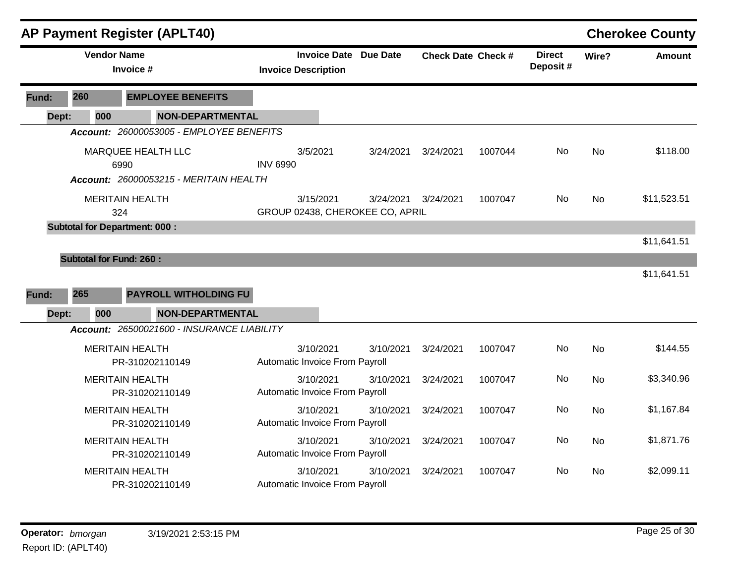# AP Payment Register (APLT40)

**Cherokee County**

| Vendor Name / Invoice # | Invoice Date / Invoice Description | Due Date | Check Date | Check # | Direct Deposit # | Wire? | Amount |
|---|---|---|---|---|---|---|---|
| **Fund: 260 EMPLOYEE BENEFITS** | | | | | | | |
| **Dept: 000 NON-DEPARTMENTAL** | | | | | | | |
| ***Account: 26000053005 - EMPLOYEE BENEFITS*** | | | | | | | |
| MARQUEE HEALTH LLC 6990 | 3/5/2021 INV 6990 | 3/24/2021 | 3/24/2021 | 1007044 | No | No | $118.00 |
| ***Account: 26000053215 - MERITAIN HEALTH*** | | | | | | | |
| MERITAIN HEALTH 324 | 3/15/2021 GROUP 02438, CHEROKEE CO, APRIL | 3/24/2021 | 3/24/2021 | 1007047 | No | No | $11,523.51 |
| **Subtotal for Department: 000 :** | | | | | | | $11,641.51 |
| **Subtotal for Fund: 260 :** | | | | | | | $11,641.51 |
| **Fund: 265 PAYROLL WITHOLDING FU** | | | | | | | |
| **Dept: 000 NON-DEPARTMENTAL** | | | | | | | |
| ***Account: 26500021600 - INSURANCE LIABILITY*** | | | | | | | |
| MERITAIN HEALTH PR-310202110149 | 3/10/2021 Automatic Invoice From Payroll | 3/10/2021 | 3/24/2021 | 1007047 | No | No | $144.55 |
| MERITAIN HEALTH PR-310202110149 | 3/10/2021 Automatic Invoice From Payroll | 3/10/2021 | 3/24/2021 | 1007047 | No | No | $3,340.96 |
| MERITAIN HEALTH PR-310202110149 | 3/10/2021 Automatic Invoice From Payroll | 3/10/2021 | 3/24/2021 | 1007047 | No | No | $1,167.84 |
| MERITAIN HEALTH PR-310202110149 | 3/10/2021 Automatic Invoice From Payroll | 3/10/2021 | 3/24/2021 | 1007047 | No | No | $1,871.76 |
| MERITAIN HEALTH PR-310202110149 | 3/10/2021 Automatic Invoice From Payroll | 3/10/2021 | 3/24/2021 | 1007047 | No | No | $2,099.11 |

**Operator:** *bmorgan* 3/19/2021 2:53:15 PM
Report ID: (APLT40)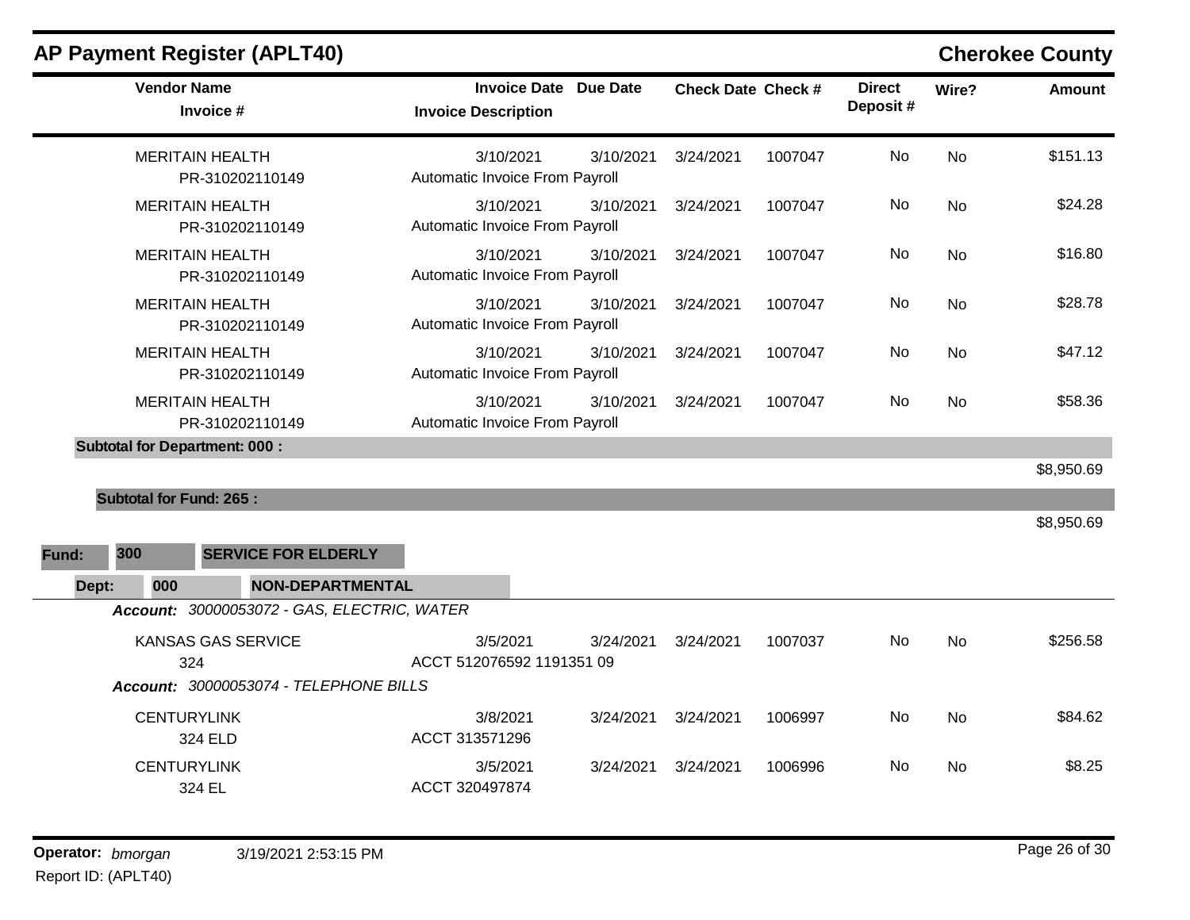# AP Payment Register (APLT40)

**Cherokee County**

| Vendor Name / Invoice # | Invoice Date / Invoice Description | Due Date | Check Date | Check # | Direct Deposit # | Wire? | Amount |
|---|---|---|---|---|---|---|---|
| MERITAIN HEALTH<br>PR-310202110149 | 3/10/2021<br>Automatic Invoice From Payroll | 3/10/2021 | 3/24/2021 | 1007047 | No | No | $151.13 |
| MERITAIN HEALTH<br>PR-310202110149 | 3/10/2021<br>Automatic Invoice From Payroll | 3/10/2021 | 3/24/2021 | 1007047 | No | No | $24.28 |
| MERITAIN HEALTH<br>PR-310202110149 | 3/10/2021<br>Automatic Invoice From Payroll | 3/10/2021 | 3/24/2021 | 1007047 | No | No | $16.80 |
| MERITAIN HEALTH<br>PR-310202110149 | 3/10/2021<br>Automatic Invoice From Payroll | 3/10/2021 | 3/24/2021 | 1007047 | No | No | $28.78 |
| MERITAIN HEALTH<br>PR-310202110149 | 3/10/2021<br>Automatic Invoice From Payroll | 3/10/2021 | 3/24/2021 | 1007047 | No | No | $47.12 |
| MERITAIN HEALTH<br>PR-310202110149 | 3/10/2021<br>Automatic Invoice From Payroll | 3/10/2021 | 3/24/2021 | 1007047 | No | No | $58.36 |
| **Subtotal for Department: 000 :** | | | | | | | $8,950.69 |
| **Subtotal for Fund: 265 :** | | | | | | | $8,950.69 |

**Fund: 300 SERVICE FOR ELDERLY**

**Dept: 000 NON-DEPARTMENTAL**

***Account:*** *30000053072 - GAS, ELECTRIC, WATER*

| Vendor Name / Invoice # | Invoice Date / Invoice Description | Due Date | Check Date | Check # | Direct Deposit # | Wire? | Amount |
|---|---|---|---|---|---|---|---|
| KANSAS GAS SERVICE<br>324 | 3/5/2021<br>ACCT 512076592 1191351 09 | 3/24/2021 | 3/24/2021 | 1007037 | No | No | $256.58 |

***Account:*** *30000053074 - TELEPHONE BILLS*

| Vendor Name / Invoice # | Invoice Date / Invoice Description | Due Date | Check Date | Check # | Direct Deposit # | Wire? | Amount |
|---|---|---|---|---|---|---|---|
| CENTURYLINK<br>324 ELD | 3/8/2021<br>ACCT 313571296 | 3/24/2021 | 3/24/2021 | 1006997 | No | No | $84.62 |
| CENTURYLINK<br>324 EL | 3/5/2021<br>ACCT 320497874 | 3/24/2021 | 3/24/2021 | 1006996 | No | No | $8.25 |

**Operator:** *bmorgan* 3/19/2021 2:53:15 PM

Report ID: (APLT40)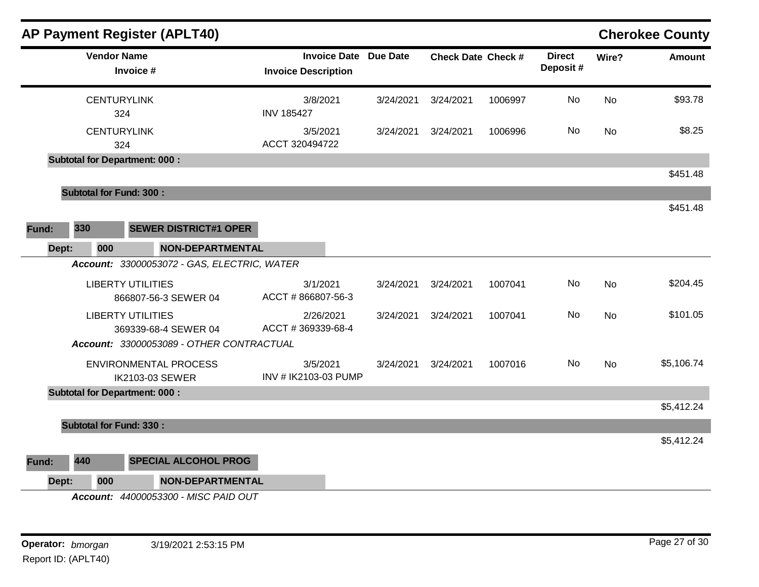## AP Payment Register (APLT40)

**Cherokee County**

| Vendor Name / Invoice # | Invoice Date / Invoice Description | Due Date | Check Date | Check # | Direct Deposit # | Wire? | Amount |
|---|---|---|---|---|---|---|---|
| CENTURYLINK<br>324 | 3/8/2021<br>INV 185427 | 3/24/2021 | 3/24/2021 | 1006997 | No | No | $93.78 |
| CENTURYLINK<br>324 | 3/5/2021<br>ACCT 320494722 | 3/24/2021 | 3/24/2021 | 1006996 | No | No | $8.25 |
| **Subtotal for Department: 000 :** | | | | | | | $451.48 |
| **Subtotal for Fund: 300 :** | | | | | | | $451.48 |

**Fund: 330 SEWER DISTRICT#1 OPER**

**Dept: 000 NON-DEPARTMENTAL**

***Account:*** *33000053072 - GAS, ELECTRIC, WATER*

| Vendor Name / Invoice # | Invoice Date / Invoice Description | Due Date | Check Date | Check # | Direct Deposit # | Wire? | Amount |
|---|---|---|---|---|---|---|---|
| LIBERTY UTILITIES<br>866807-56-3 SEWER 04 | 3/1/2021<br>ACCT # 866807-56-3 | 3/24/2021 | 3/24/2021 | 1007041 | No | No | $204.45 |
| LIBERTY UTILITIES<br>369339-68-4 SEWER 04 | 2/26/2021<br>ACCT # 369339-68-4 | 3/24/2021 | 3/24/2021 | 1007041 | No | No | $101.05 |

***Account:*** *33000053089 - OTHER CONTRACTUAL*

| Vendor Name / Invoice # | Invoice Date / Invoice Description | Due Date | Check Date | Check # | Direct Deposit # | Wire? | Amount |
|---|---|---|---|---|---|---|---|
| ENVIRONMENTAL PROCESS<br>IK2103-03 SEWER | 3/5/2021<br>INV # IK2103-03 PUMP | 3/24/2021 | 3/24/2021 | 1007016 | No | No | $5,106.74 |
| **Subtotal for Department: 000 :** | | | | | | | $5,412.24 |
| **Subtotal for Fund: 330 :** | | | | | | | $5,412.24 |

**Fund: 440 SPECIAL ALCOHOL PROG**

**Dept: 000 NON-DEPARTMENTAL**

***Account:*** *44000053300 - MISC PAID OUT*

**Operator:** *bmorgan* 3/19/2021 2:53:15 PM

Report ID: (APLT40)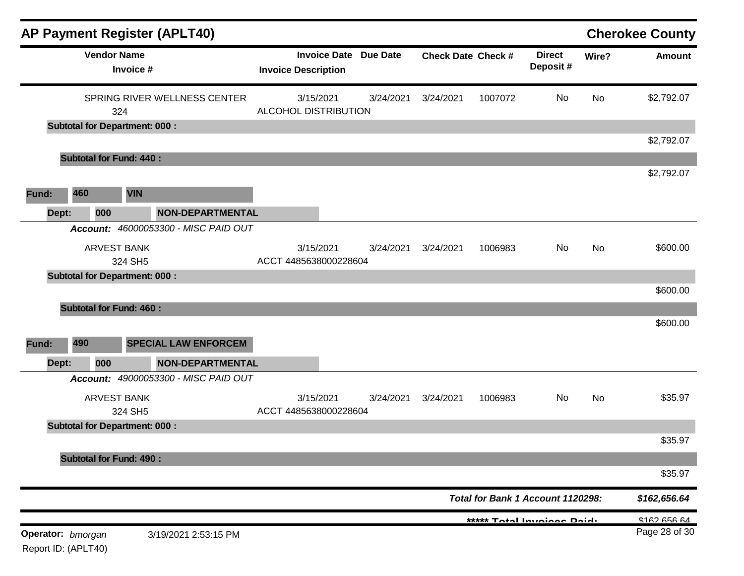## AP Payment Register (APLT40) — Cherokee County

| Vendor Name / Invoice # | Invoice Date / Invoice Description | Due Date | Check Date | Check # | Direct Deposit # | Wire? | Amount |
|---|---|---|---|---|---|---|---|
| SPRING RIVER WELLNESS CENTER<br>324 | 3/15/2021<br>ALCOHOL DISTRIBUTION | 3/24/2021 | 3/24/2021 | 1007072 | No | No | $2,792.07 |
| **Subtotal for Department: 000 :** | | | | | | | $2,792.07 |
| **Subtotal for Fund: 440 :** | | | | | | | $2,792.07 |

**Fund:** 460 VIN

**Dept:** 000 NON-DEPARTMENTAL

***Account:*** *46000053300 - MISC PAID OUT*

| Vendor Name / Invoice # | Invoice Date / Invoice Description | Due Date | Check Date | Check # | Direct Deposit # | Wire? | Amount |
|---|---|---|---|---|---|---|---|
| ARVEST BANK<br>324 SH5 | 3/15/2021<br>ACCT 4485638000228604 | 3/24/2021 | 3/24/2021 | 1006983 | No | No | $600.00 |
| **Subtotal for Department: 000 :** | | | | | | | $600.00 |
| **Subtotal for Fund: 460 :** | | | | | | | $600.00 |

**Fund:** 490 SPECIAL LAW ENFORCEM

**Dept:** 000 NON-DEPARTMENTAL

***Account:*** *49000053300 - MISC PAID OUT*

| Vendor Name / Invoice # | Invoice Date / Invoice Description | Due Date | Check Date | Check # | Direct Deposit # | Wire? | Amount |
|---|---|---|---|---|---|---|---|
| ARVEST BANK<br>324 SH5 | 3/15/2021<br>ACCT 4485638000228604 | 3/24/2021 | 3/24/2021 | 1006983 | No | No | $35.97 |
| **Subtotal for Department: 000 :** | | | | | | | $35.97 |
| **Subtotal for Fund: 490 :** | | | | | | | $35.97 |

***Total for Bank 1 Account 1120298:*** ***$162,656.64***

***\*\*\*\*\* Total Invoices Paid:*** $162,656.64

**Operator:** *bmorgan* 3/19/2021 2:53:15 PM

Report ID: (APLT40)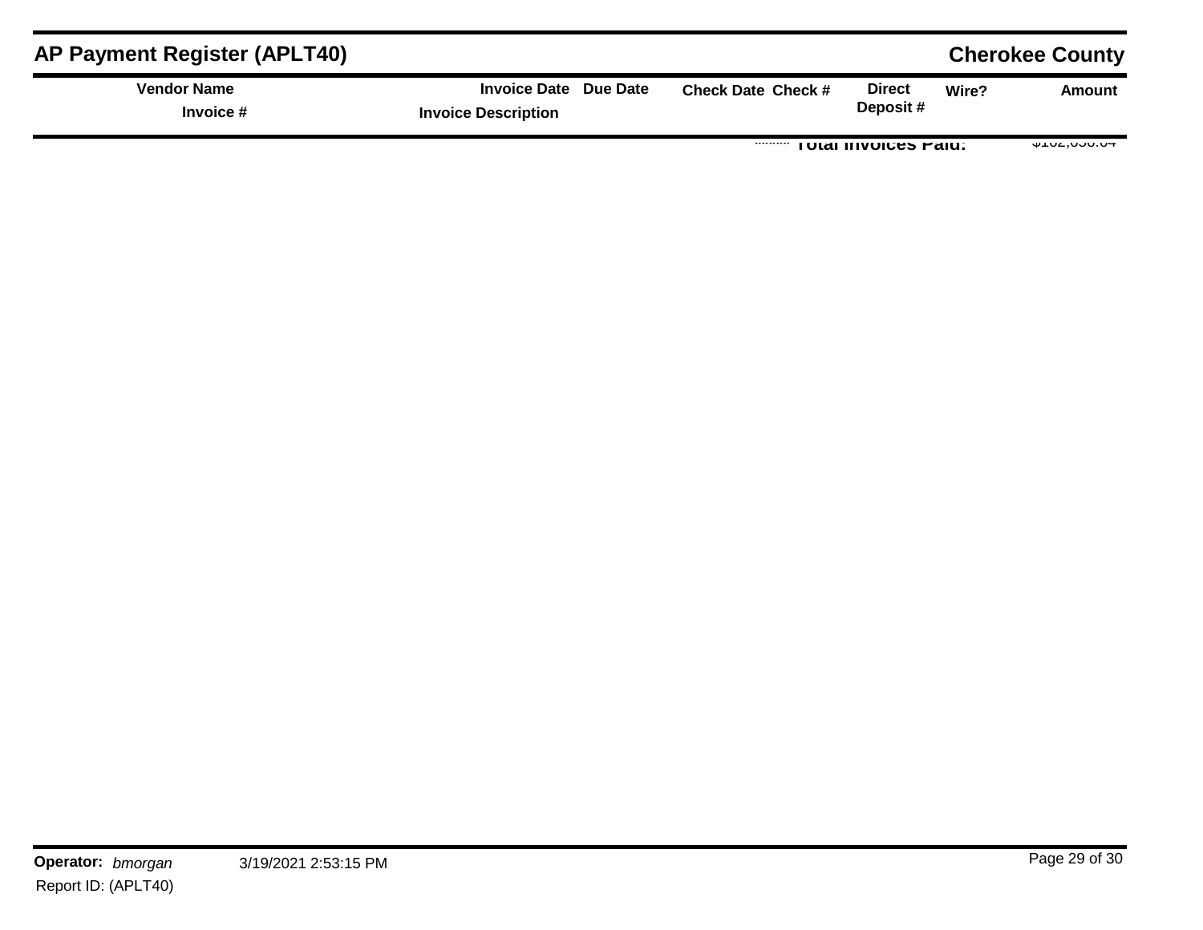| Vendor Name | Invoice Date | Due Date | Check Date | Check # | Direct Deposit # | Wire? | Amount |
|---|---|---|---|---|---|---|---|
| Invoice # | Invoice Description | | | | | | |
| | | | | | Total Invoices Paid: | | $182,056.64 |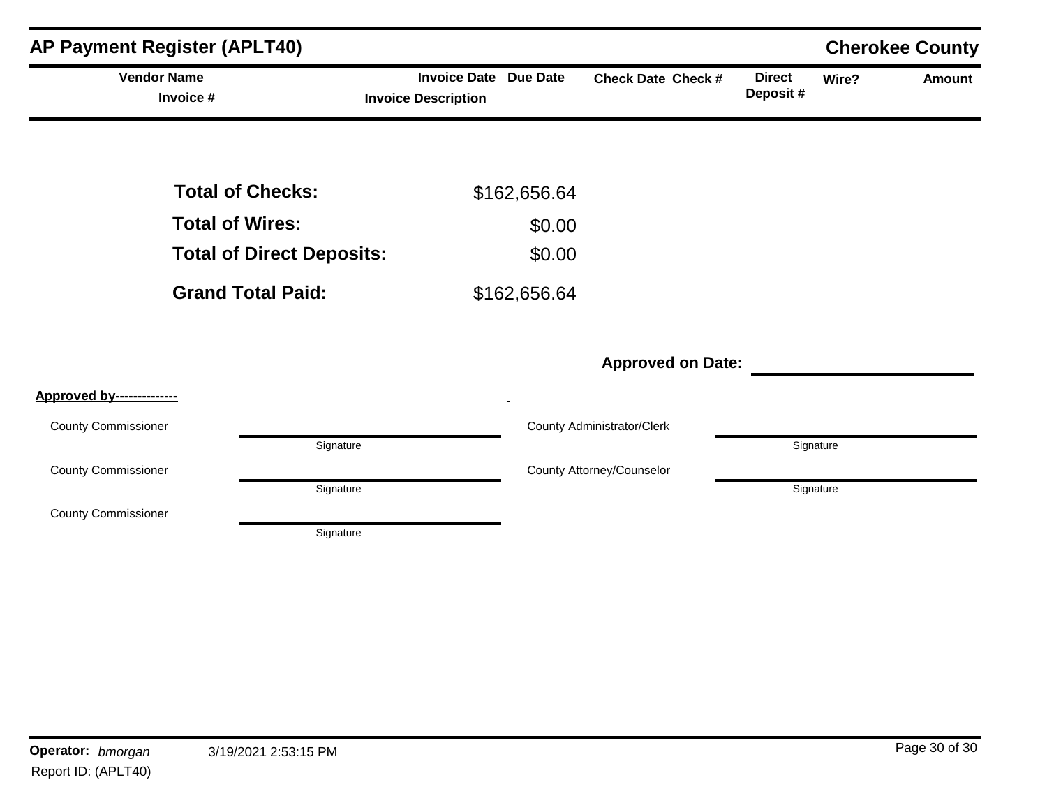## AP Payment Register (APLT40)

**Cherokee County**

| Vendor Name / Invoice # | Invoice Date / Invoice Description | Due Date | Check Date | Check # | Direct Deposit # | Wire? | Amount |
|---|---|---|---|---|---|---|---|

| | |
|---|---|
| **Total of Checks:** | $162,656.64 |
| **Total of Wires:** | $0.00 |
| **Total of Direct Deposits:** | $0.00 |
| **Grand Total Paid:** | $162,656.64 |

**Approved on Date:** ______________________

**Approved by-------------**

County Commissioner ______________________ Signature

County Administrator/Clerk ______________________ Signature

County Commissioner ______________________ Signature

County Attorney/Counselor ______________________ Signature

County Commissioner ______________________ Signature

**Operator:** *bmorgan* 3/19/2021 2:53:15 PM

Report ID: (APLT40)